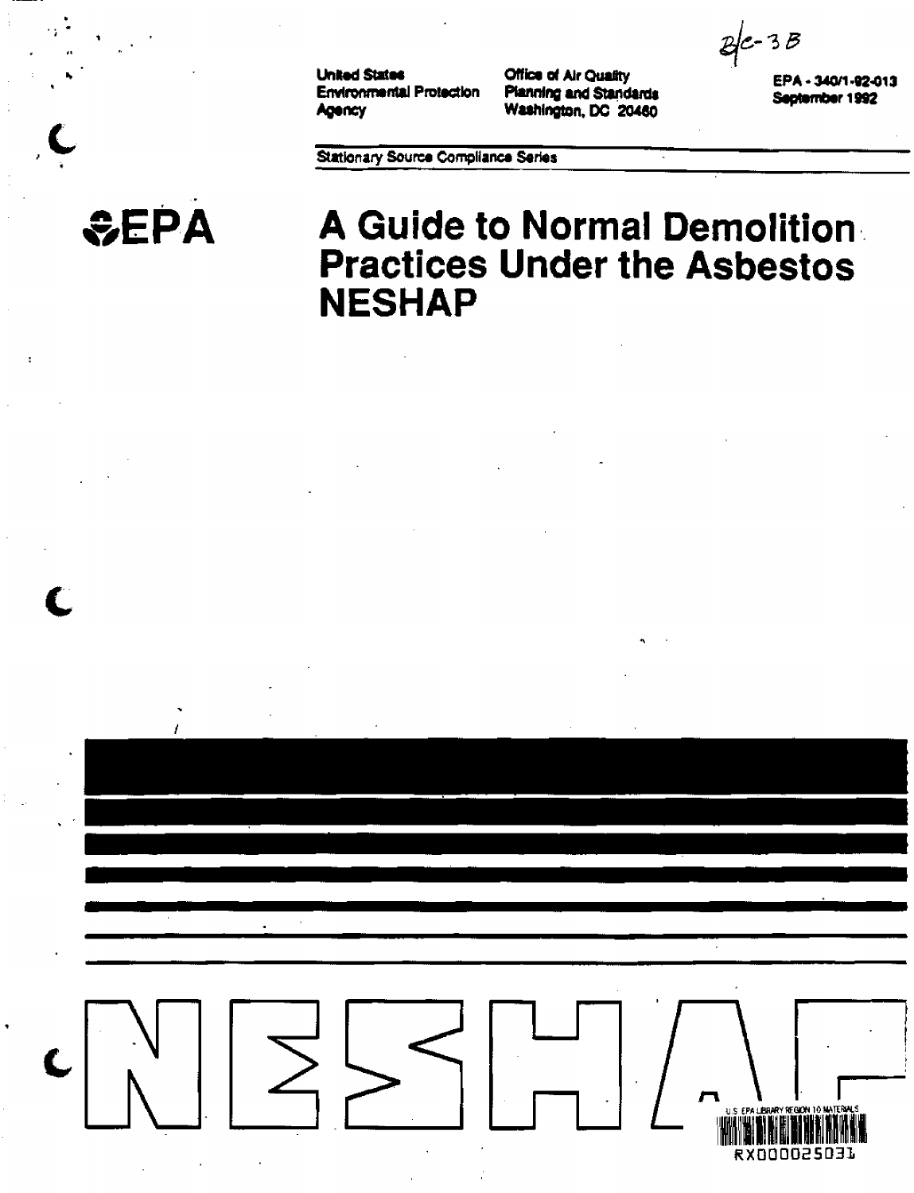B/c-3B

United States Environmental Protection Agency

Office of Air Quality Planning and Standards
Washington, DC 20460

EPA - 340/1-92-013
September 1992

Stationary Source Compliance Series

EPA

# A Guide to Normal Demolition Practices Under the Asbestos NESHAP

NESHAP

U.S. EPA LIBRARY REGION 10 MATERIALS

RX000025031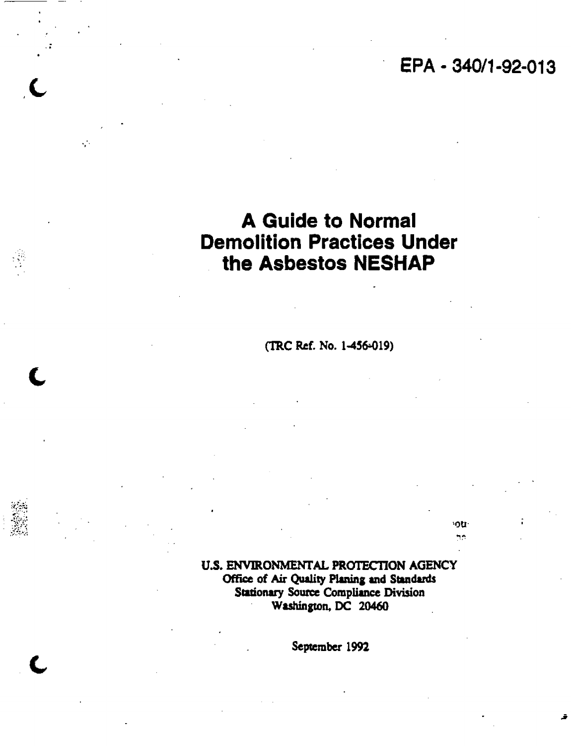EPA - 340/1-92-013

# A Guide to Normal Demolition Practices Under the Asbestos NESHAP

(TRC Ref. No. 1-456-019)

U.S. ENVIRONMENTAL PROTECTION AGENCY
Office of Air Quality Planing and Standards
Stationary Source Compliance Division
Washington, DC 20460

September 1992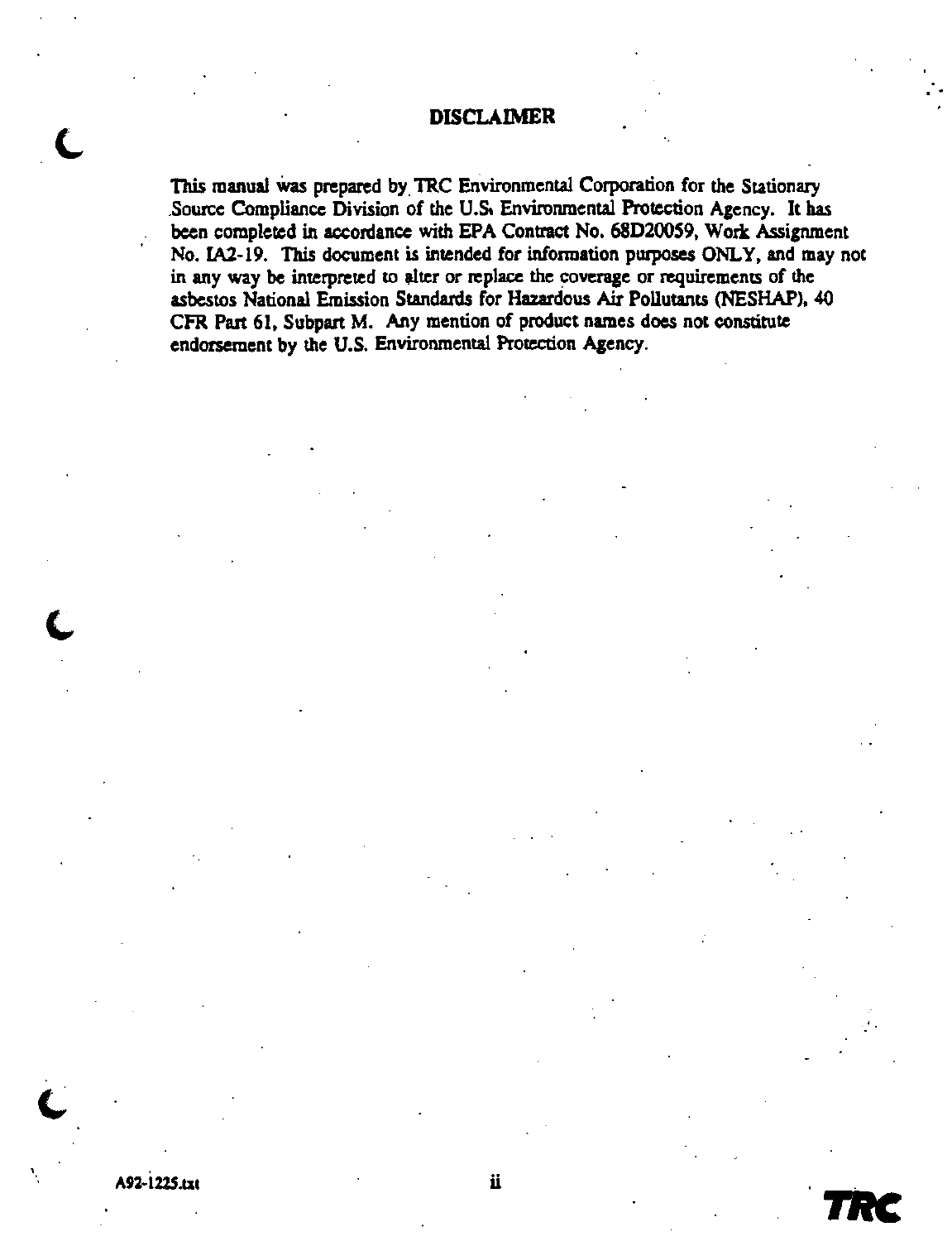# DISCLAIMER

This manual was prepared by TRC Environmental Corporation for the Stationary Source Compliance Division of the U.S. Environmental Protection Agency. It has been completed in accordance with EPA Contract No. 68D20059, Work Assignment No. IA2-19. This document is intended for information purposes ONLY, and may not in any way be interpreted to alter or replace the coverage or requirements of the asbestos National Emission Standards for Hazardous Air Pollutants (NESHAP), 40 CFR Part 61, Subpart M. Any mention of product names does not constitute endorsement by the U.S. Environmental Protection Agency.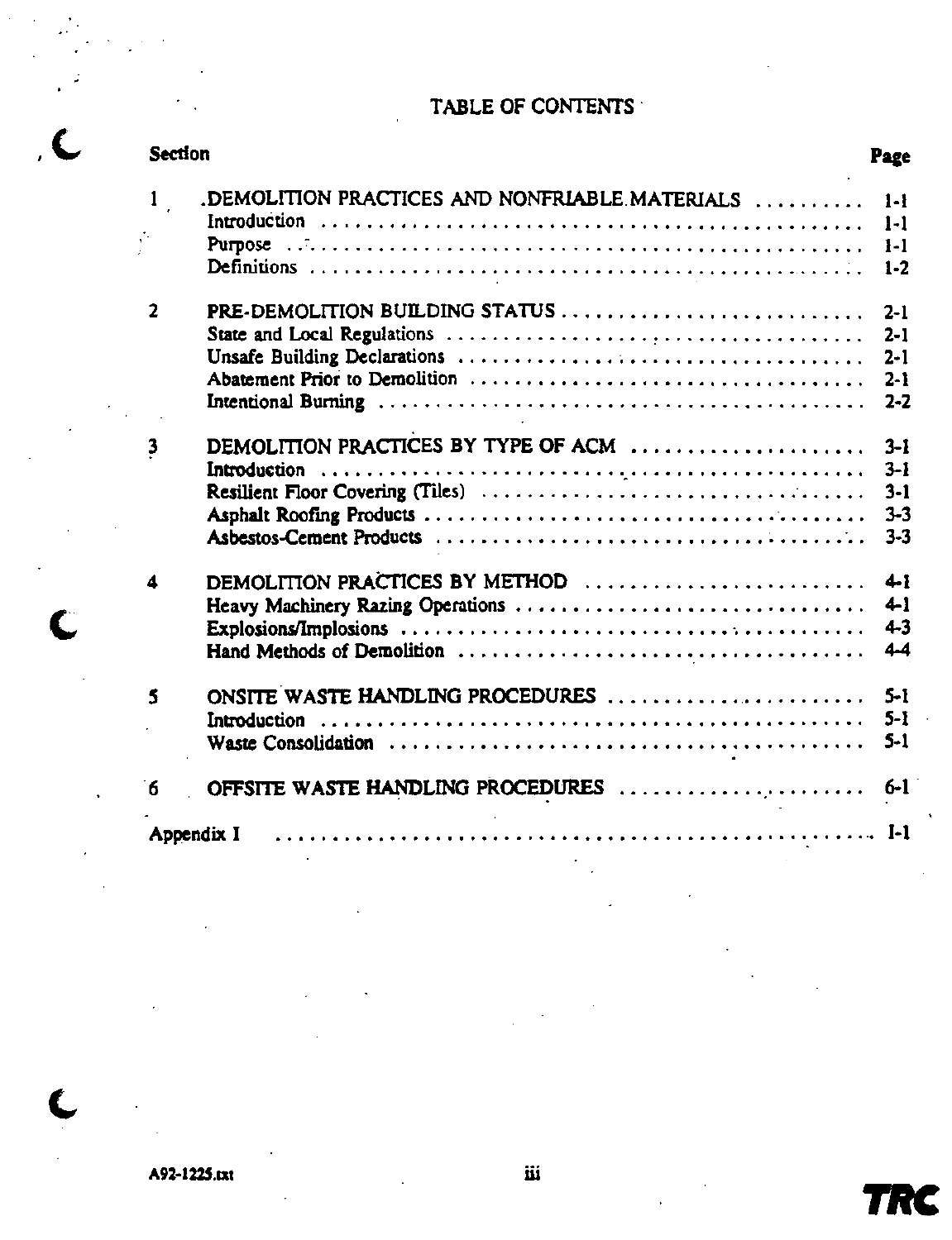# TABLE OF CONTENTS

| Section | | Page |
|---|---|---|
| 1 | DEMOLITION PRACTICES AND NONFRIABLE MATERIALS | 1-1 |
| | Introduction | 1-1 |
| | Purpose | 1-1 |
| | Definitions | 1-2 |
| 2 | PRE-DEMOLITION BUILDING STATUS | 2-1 |
| | State and Local Regulations | 2-1 |
| | Unsafe Building Declarations | 2-1 |
| | Abatement Prior to Demolition | 2-1 |
| | Intentional Burning | 2-2 |
| 3 | DEMOLITION PRACTICES BY TYPE OF ACM | 3-1 |
| | Introduction | 3-1 |
| | Resilient Floor Covering (Tiles) | 3-1 |
| | Asphalt Roofing Products | 3-3 |
| | Asbestos-Cement Products | 3-3 |
| 4 | DEMOLITION PRACTICES BY METHOD | 4-1 |
| | Heavy Machinery Razing Operations | 4-1 |
| | Explosions/Implosions | 4-3 |
| | Hand Methods of Demolition | 4-4 |
| 5 | ONSITE WASTE HANDLING PROCEDURES | 5-1 |
| | Introduction | 5-1 |
| | Waste Consolidation | 5-1 |
| 6 | OFFSITE WASTE HANDLING PROCEDURES | 6-1 |
| Appendix I | | I-1 |

A92-1225.txt

TRC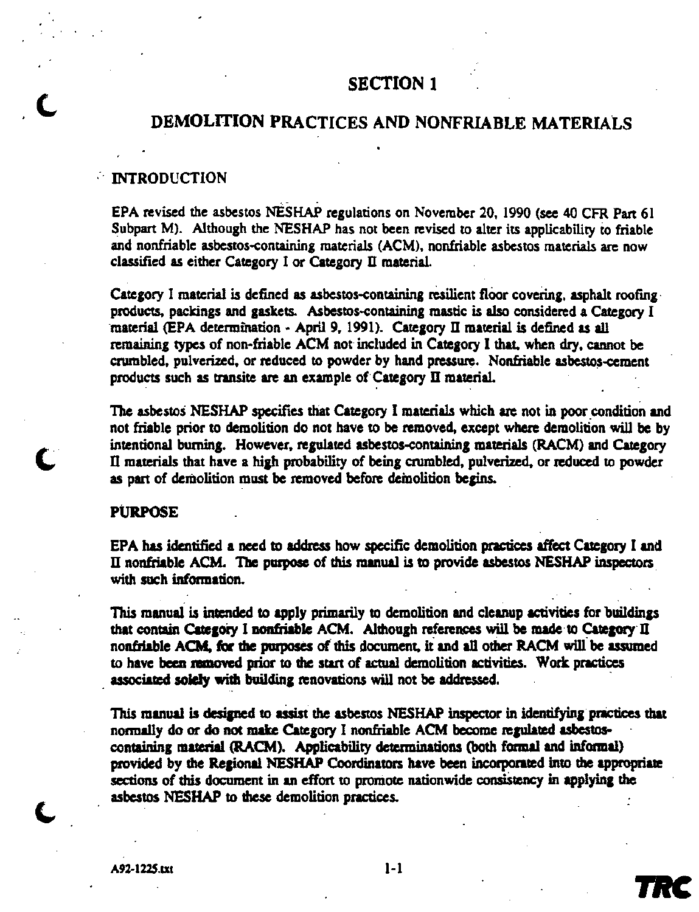# SECTION 1

## DEMOLITION PRACTICES AND NONFRIABLE MATERIALS

### INTRODUCTION

EPA revised the asbestos NESHAP regulations on November 20, 1990 (see 40 CFR Part 61 Subpart M). Although the NESHAP has not been revised to alter its applicability to friable and nonfriable asbestos-containing materials (ACM), nonfriable asbestos materials are now classified as either Category I or Category II material.

Category I material is defined as asbestos-containing resilient floor covering, asphalt roofing products, packings and gaskets. Asbestos-containing mastic is also considered a Category I material (EPA determination - April 9, 1991). Category II material is defined as all remaining types of non-friable ACM not included in Category I that, when dry, cannot be crumbled, pulverized, or reduced to powder by hand pressure. Nonfriable asbestos-cement products such as transite are an example of Category II material.

The asbestos NESHAP specifies that Category I materials which are not in poor condition and not friable prior to demolition do not have to be removed, except where demolition will be by intentional burning. However, regulated asbestos-containing materials (RACM) and Category II materials that have a high probability of being crumbled, pulverized, or reduced to powder as part of demolition must be removed before demolition begins.

### PURPOSE

EPA has identified a need to address how specific demolition practices affect Category I and II nonfriable ACM. The purpose of this manual is to provide asbestos NESHAP inspectors with such information.

This manual is intended to apply primarily to demolition and cleanup activities for buildings that contain Category I nonfriable ACM. Although references will be made to Category II nonfriable ACM, for the purposes of this document, it and all other RACM will be assumed to have been removed prior to the start of actual demolition activities. Work practices associated solely with building renovations will not be addressed.

This manual is designed to assist the asbestos NESHAP inspector in identifying practices that normally do or do not make Category I nonfriable ACM become regulated asbestos-containing material (RACM). Applicability determinations (both formal and informal) provided by the Regional NESHAP Coordinators have been incorporated into the appropriate sections of this document in an effort to promote nationwide consistency in applying the asbestos NESHAP to these demolition practices.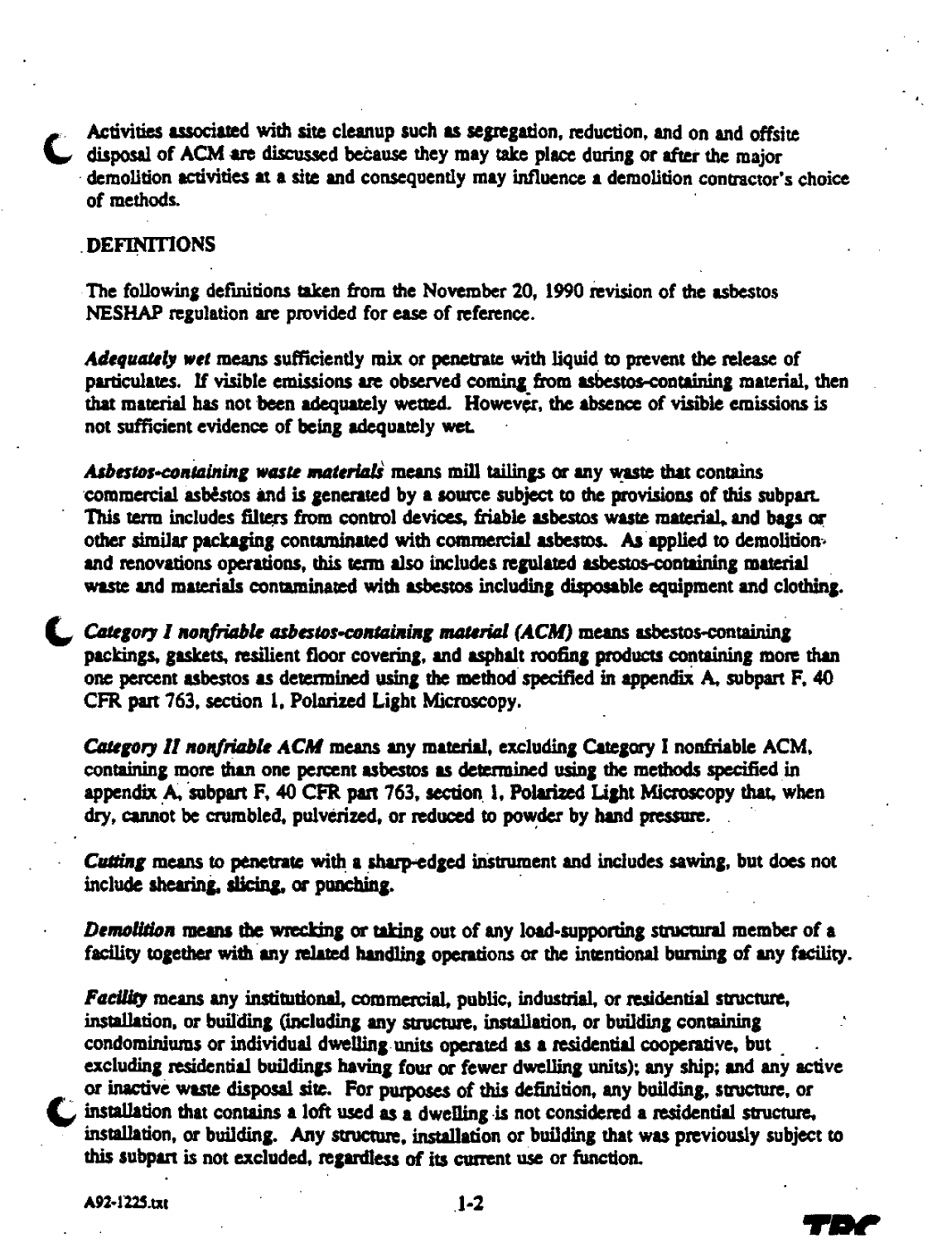Activities associated with site cleanup such as segregation, reduction, and on and offsite disposal of ACM are discussed because they may take place during or after the major demolition activities at a site and consequently may influence a demolition contractor's choice of methods.

## DEFINITIONS

The following definitions taken from the November 20, 1990 revision of the asbestos NESHAP regulation are provided for ease of reference.

***Adequately wet*** means sufficiently mix or penetrate with liquid to prevent the release of particulates. If visible emissions are observed coming from asbestos-containing material, then that material has not been adequately wetted. However, the absence of visible emissions is not sufficient evidence of being adequately wet.

***Asbestos-containing waste materials*** means mill tailings or any waste that contains commercial asbestos and is generated by a source subject to the provisions of this subpart. This term includes filters from control devices, friable asbestos waste material, and bags or other similar packaging contaminated with commercial asbestos. As applied to demolition and renovations operations, this term also includes regulated asbestos-containing material waste and materials contaminated with asbestos including disposable equipment and clothing.

***Category I nonfriable asbestos-containing material (ACM)*** means asbestos-containing packings, gaskets, resilient floor covering, and asphalt roofing products containing more than one percent asbestos as determined using the method specified in appendix A, subpart F, 40 CFR part 763, section 1, Polarized Light Microscopy.

***Category II nonfriable ACM*** means any material, excluding Category I nonfriable ACM, containing more than one percent asbestos as determined using the methods specified in appendix A, subpart F, 40 CFR part 763, section 1, Polarized Light Microscopy that, when dry, cannot be crumbled, pulverized, or reduced to powder by hand pressure.

***Cutting*** means to penetrate with a sharp-edged instrument and includes sawing, but does not include shearing, slicing, or punching.

***Demolition*** means the wrecking or taking out of any load-supporting structural member of a facility together with any related handling operations or the intentional burning of any facility.

***Facility*** means any institutional, commercial, public, industrial, or residential structure, installation, or building (including any structure, installation, or building containing condominiums or individual dwelling units operated as a residential cooperative, but excluding residential buildings having four or fewer dwelling units); any ship; and any active or inactive waste disposal site. For purposes of this definition, any building, structure, or installation that contains a loft used as a dwelling is not considered a residential structure, installation, or building. Any structure, installation or building that was previously subject to this subpart is not excluded, regardless of its current use or function.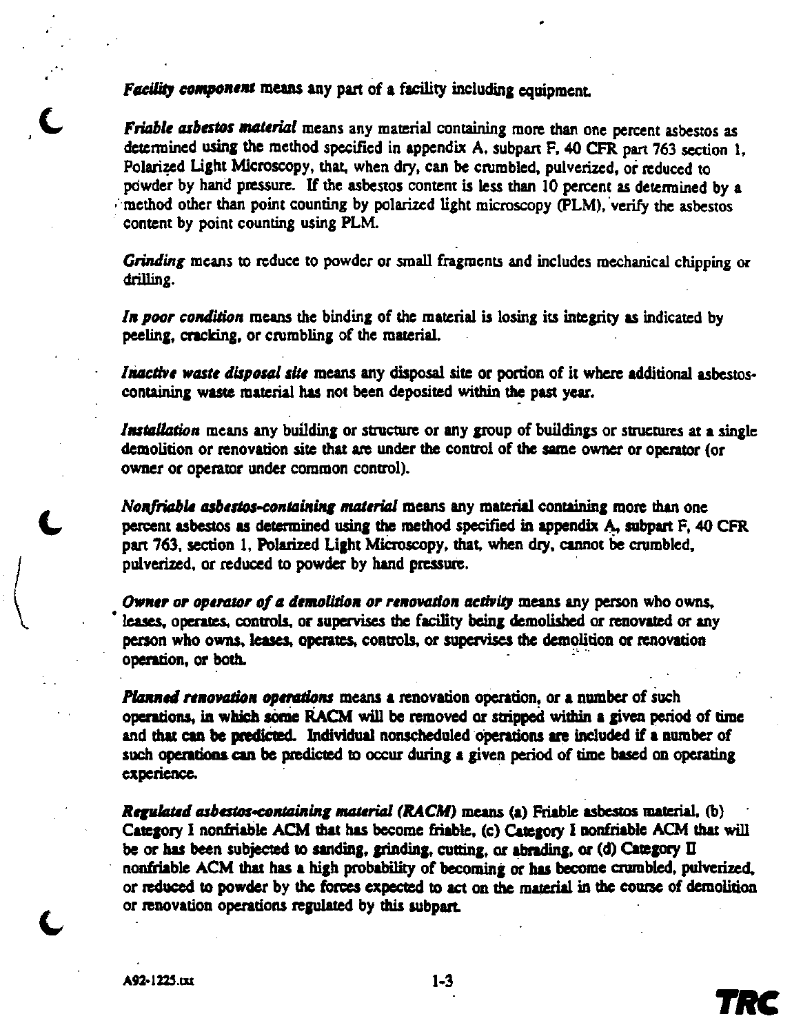***Facility component*** means any part of a facility including equipment.

***Friable asbestos material*** means any material containing more than one percent asbestos as determined using the method specified in appendix A, subpart F, 40 CFR part 763 section 1, Polarized Light Microscopy, that, when dry, can be crumbled, pulverized, or reduced to powder by hand pressure. If the asbestos content is less than 10 percent as determined by a method other than point counting by polarized light microscopy (PLM), verify the asbestos content by point counting using PLM.

***Grinding*** means to reduce to powder or small fragments and includes mechanical chipping or drilling.

***In poor condition*** means the binding of the material is losing its integrity as indicated by peeling, cracking, or crumbling of the material.

***Inactive waste disposal site*** means any disposal site or portion of it where additional asbestos-containing waste material has not been deposited within the past year.

***Installation*** means any building or structure or any group of buildings or structures at a single demolition or renovation site that are under the control of the same owner or operator (or owner or operator under common control).

***Nonfriable asbestos-containing material*** means any material containing more than one percent asbestos as determined using the method specified in appendix A, subpart F, 40 CFR part 763, section 1, Polarized Light Microscopy, that, when dry, cannot be crumbled, pulverized, or reduced to powder by hand pressure.

***Owner or operator of a demolition or renovation activity*** means any person who owns, leases, operates, controls, or supervises the facility being demolished or renovated or any person who owns, leases, operates, controls, or supervises the demolition or renovation operation, or both.

***Planned renovation operations*** means a renovation operation, or a number of such operations, in which some RACM will be removed or stripped within a given period of time and that can be predicted. Individual nonscheduled operations are included if a number of such operations can be predicted to occur during a given period of time based on operating experience.

***Regulated asbestos-containing material (RACM)*** means (a) Friable asbestos material, (b) Category I nonfriable ACM that has become friable, (c) Category I nonfriable ACM that will be or has been subjected to sanding, grinding, cutting, or abrading, or (d) Category II nonfriable ACM that has a high probability of becoming or has become crumbled, pulverized, or reduced to powder by the forces expected to act on the material in the course of demolition or renovation operations regulated by this subpart.

A92-1225.txt

TRC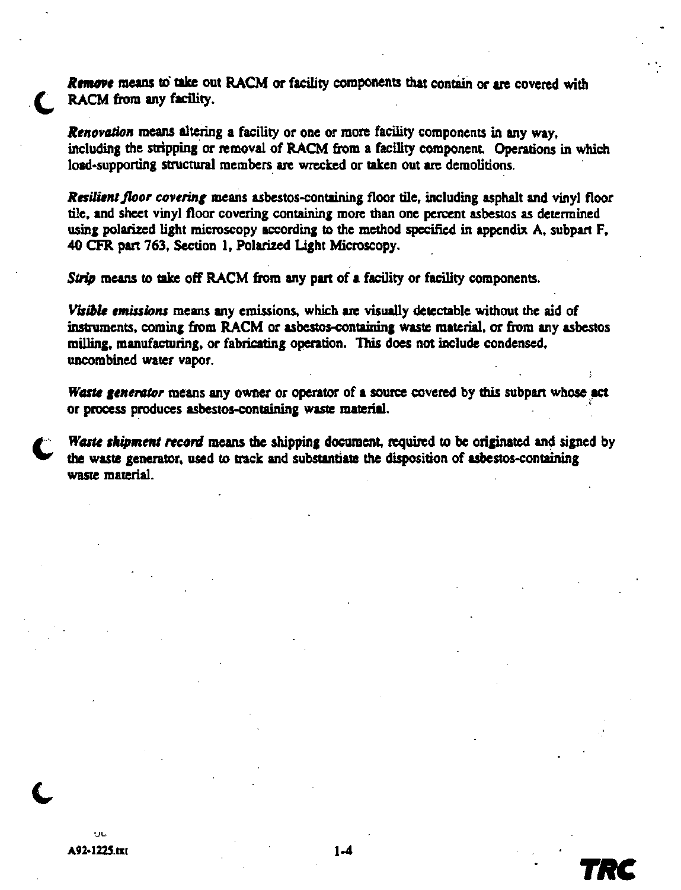***Remove*** means to take out RACM or facility components that contain or are covered with RACM from any facility.

***Renovation*** means altering a facility or one or more facility components in any way, including the stripping or removal of RACM from a facility component. Operations in which load-supporting structural members are wrecked or taken out are demolitions.

***Resilient floor covering*** means asbestos-containing floor tile, including asphalt and vinyl floor tile, and sheet vinyl floor covering containing more than one percent asbestos as determined using polarized light microscopy according to the method specified in appendix A, subpart F, 40 CFR part 763, Section 1, Polarized Light Microscopy.

***Strip*** means to take off RACM from any part of a facility or facility components.

***Visible emissions*** means any emissions, which are visually detectable without the aid of instruments, coming from RACM or asbestos-containing waste material, or from any asbestos milling, manufacturing, or fabricating operation. This does not include condensed, uncombined water vapor.

***Waste generator*** means any owner or operator of a source covered by this subpart whose act or process produces asbestos-containing waste material.

***Waste shipment record*** means the shipping document, required to be originated and signed by the waste generator, used to track and substantiate the disposition of asbestos-containing waste material.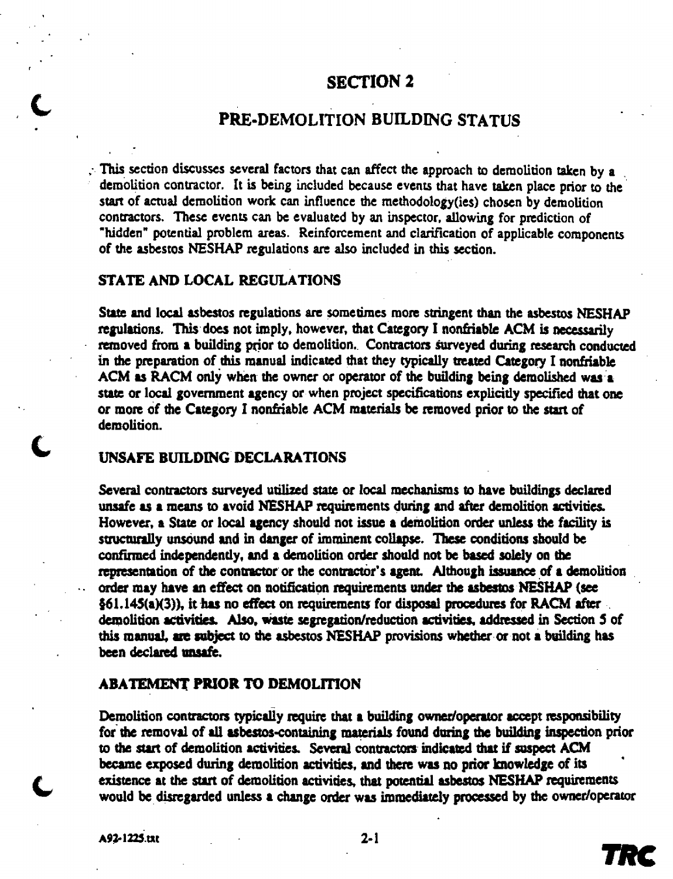# SECTION 2

## PRE-DEMOLITION BUILDING STATUS

This section discusses several factors that can affect the approach to demolition taken by a demolition contractor. It is being included because events that have taken place prior to the start of actual demolition work can influence the methodology(ies) chosen by demolition contractors. These events can be evaluated by an inspector, allowing for prediction of "hidden" potential problem areas. Reinforcement and clarification of applicable components of the asbestos NESHAP regulations are also included in this section.

### STATE AND LOCAL REGULATIONS

State and local asbestos regulations are sometimes more stringent than the asbestos NESHAP regulations. This does not imply, however, that Category I nonfriable ACM is necessarily removed from a building prior to demolition. Contractors surveyed during research conducted in the preparation of this manual indicated that they typically treated Category I nonfriable ACM as RACM only when the owner or operator of the building being demolished was a state or local government agency or when project specifications explicitly specified that one or more of the Category I nonfriable ACM materials be removed prior to the start of demolition.

### UNSAFE BUILDING DECLARATIONS

Several contractors surveyed utilized state or local mechanisms to have buildings declared unsafe as a means to avoid NESHAP requirements during and after demolition activities. However, a State or local agency should not issue a demolition order unless the facility is structurally unsound and in danger of imminent collapse. These conditions should be confirmed independently, and a demolition order should not be based solely on the representation of the contractor or the contractor's agent. Although issuance of a demolition order may have an effect on notification requirements under the asbestos NESHAP (see §61.145(a)(3)), it has no effect on requirements for disposal procedures for RACM after demolition activities. Also, waste segregation/reduction activities, addressed in Section 5 of this manual, are subject to the asbestos NESHAP provisions whether or not a building has been declared unsafe.

### ABATEMENT PRIOR TO DEMOLITION

Demolition contractors typically require that a building owner/operator accept responsibility for the removal of all asbestos-containing materials found during the building inspection prior to the start of demolition activities. Several contractors indicated that if suspect ACM became exposed during demolition activities, and there was no prior knowledge of its existence at the start of demolition activities, that potential asbestos NESHAP requirements would be disregarded unless a change order was immediately processed by the owner/operator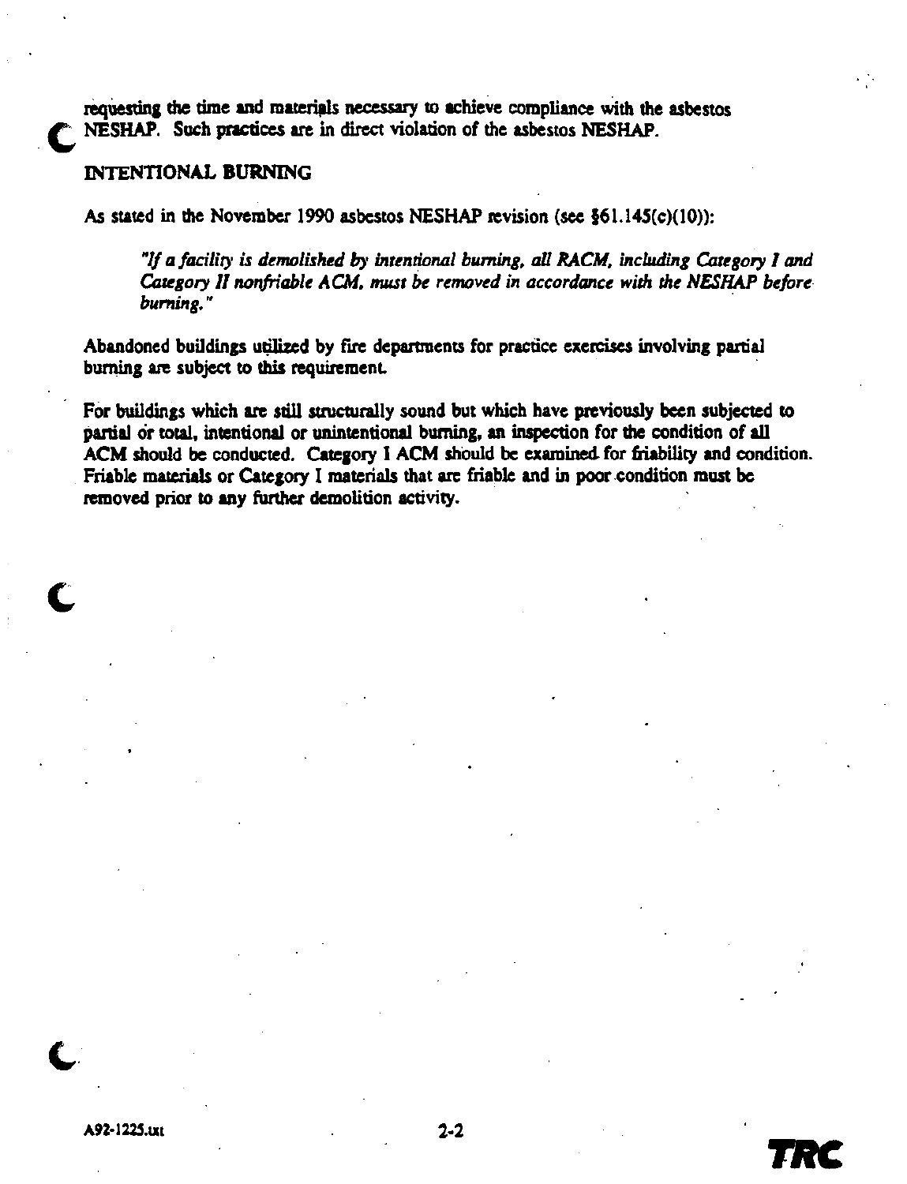requesting the time and materials necessary to achieve compliance with the asbestos NESHAP. Such practices are in direct violation of the asbestos NESHAP.

## INTENTIONAL BURNING

As stated in the November 1990 asbestos NESHAP revision (see §61.145(c)(10)):

> *"If a facility is demolished by intentional burning, all RACM, including Category I and Category II nonfriable ACM, must be removed in accordance with the NESHAP before burning."*

Abandoned buildings utilized by fire departments for practice exercises involving partial burning are subject to this requirement.

For buildings which are still structurally sound but which have previously been subjected to partial or total, intentional or unintentional burning, an inspection for the condition of all ACM should be conducted. Category I ACM should be examined for friability and condition. Friable materials or Category I materials that are friable and in poor condition must be removed prior to any further demolition activity.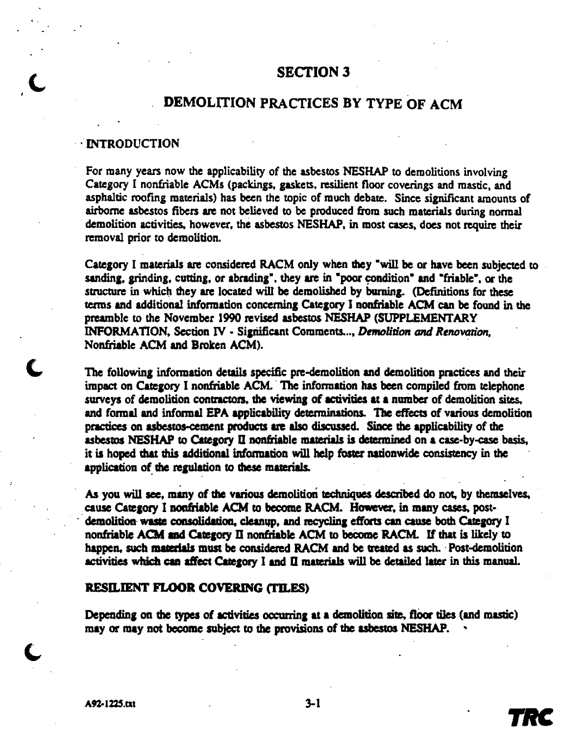# SECTION 3

## DEMOLITION PRACTICES BY TYPE OF ACM

### INTRODUCTION

For many years now the applicability of the asbestos NESHAP to demolitions involving Category I nonfriable ACMs (packings, gaskets, resilient floor coverings and mastic, and asphaltic roofing materials) has been the topic of much debate. Since significant amounts of airborne asbestos fibers are not believed to be produced from such materials during normal demolition activities, however, the asbestos NESHAP, in most cases, does not require their removal prior to demolition.

Category I materials are considered RACM only when they "will be or have been subjected to sanding, grinding, cutting, or abrading", they are in "poor condition" and "friable", or the structure in which they are located will be demolished by burning. (Definitions for these terms and additional information concerning Category I nonfriable ACM can be found in the preamble to the November 1990 revised asbestos NESHAP (SUPPLEMENTARY INFORMATION, Section IV - Significant Comments..., *Demolition and Renovation*, Nonfriable ACM and Broken ACM).

The following information details specific pre-demolition and demolition practices and their impact on Category I nonfriable ACM. The information has been compiled from telephone surveys of demolition contractors, the viewing of activities at a number of demolition sites, and formal and informal EPA applicability determinations. The effects of various demolition practices on asbestos-cement products are also discussed. Since the applicability of the asbestos NESHAP to Category II nonfriable materials is determined on a case-by-case basis, it is hoped that this additional information will help foster nationwide consistency in the application of the regulation to these materials.

As you will see, many of the various demolition techniques described do not, by themselves, cause Category I nonfriable ACM to become RACM. However, in many cases, post-demolition waste consolidation, cleanup, and recycling efforts can cause both Category I nonfriable ACM and Category II nonfriable ACM to become RACM. If that is likely to happen, such materials must be considered RACM and be treated as such. Post-demolition activities which can affect Category I and II materials will be detailed later in this manual.

### RESILIENT FLOOR COVERING (TILES)

Depending on the types of activities occurring at a demolition site, floor tiles (and mastic) may or may not become subject to the provisions of the asbestos NESHAP.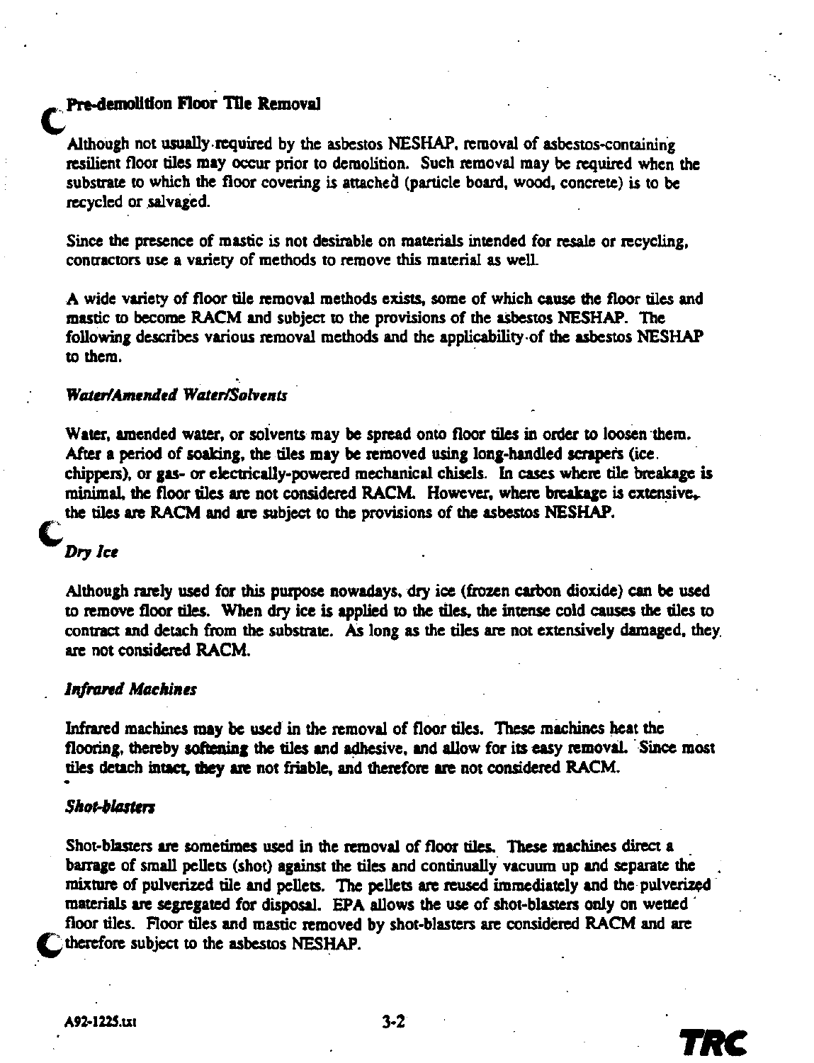## Pre-demolition Floor Tile Removal

Although not usually required by the asbestos NESHAP, removal of asbestos-containing resilient floor tiles may occur prior to demolition. Such removal may be required when the substrate to which the floor covering is attached (particle board, wood, concrete) is to be recycled or salvaged.

Since the presence of mastic is not desirable on materials intended for resale or recycling, contractors use a variety of methods to remove this material as well.

A wide variety of floor tile removal methods exists, some of which cause the floor tiles and mastic to become RACM and subject to the provisions of the asbestos NESHAP. The following describes various removal methods and the applicability of the asbestos NESHAP to them.

### *Water/Amended Water/Solvents*

Water, amended water, or solvents may be spread onto floor tiles in order to loosen them. After a period of soaking, the tiles may be removed using long-handled scrapers (ice chippers), or gas- or electrically-powered mechanical chisels. In cases where tile breakage is minimal, the floor tiles are not considered RACM. However, where breakage is extensive, the tiles are RACM and are subject to the provisions of the asbestos NESHAP.

### *Dry Ice*

Although rarely used for this purpose nowadays, dry ice (frozen carbon dioxide) can be used to remove floor tiles. When dry ice is applied to the tiles, the intense cold causes the tiles to contract and detach from the substrate. As long as the tiles are not extensively damaged, they are not considered RACM.

### *Infrared Machines*

Infrared machines may be used in the removal of floor tiles. These machines heat the flooring, thereby softening the tiles and adhesive, and allow for its easy removal. Since most tiles detach intact, they are not friable, and therefore are not considered RACM.

### *Shot-blasters*

Shot-blasters are sometimes used in the removal of floor tiles. These machines direct a barrage of small pellets (shot) against the tiles and continually vacuum up and separate the mixture of pulverized tile and pellets. The pellets are reused immediately and the pulverized materials are segregated for disposal. EPA allows the use of shot-blasters only on wetted floor tiles. Floor tiles and mastic removed by shot-blasters are considered RACM and are therefore subject to the asbestos NESHAP.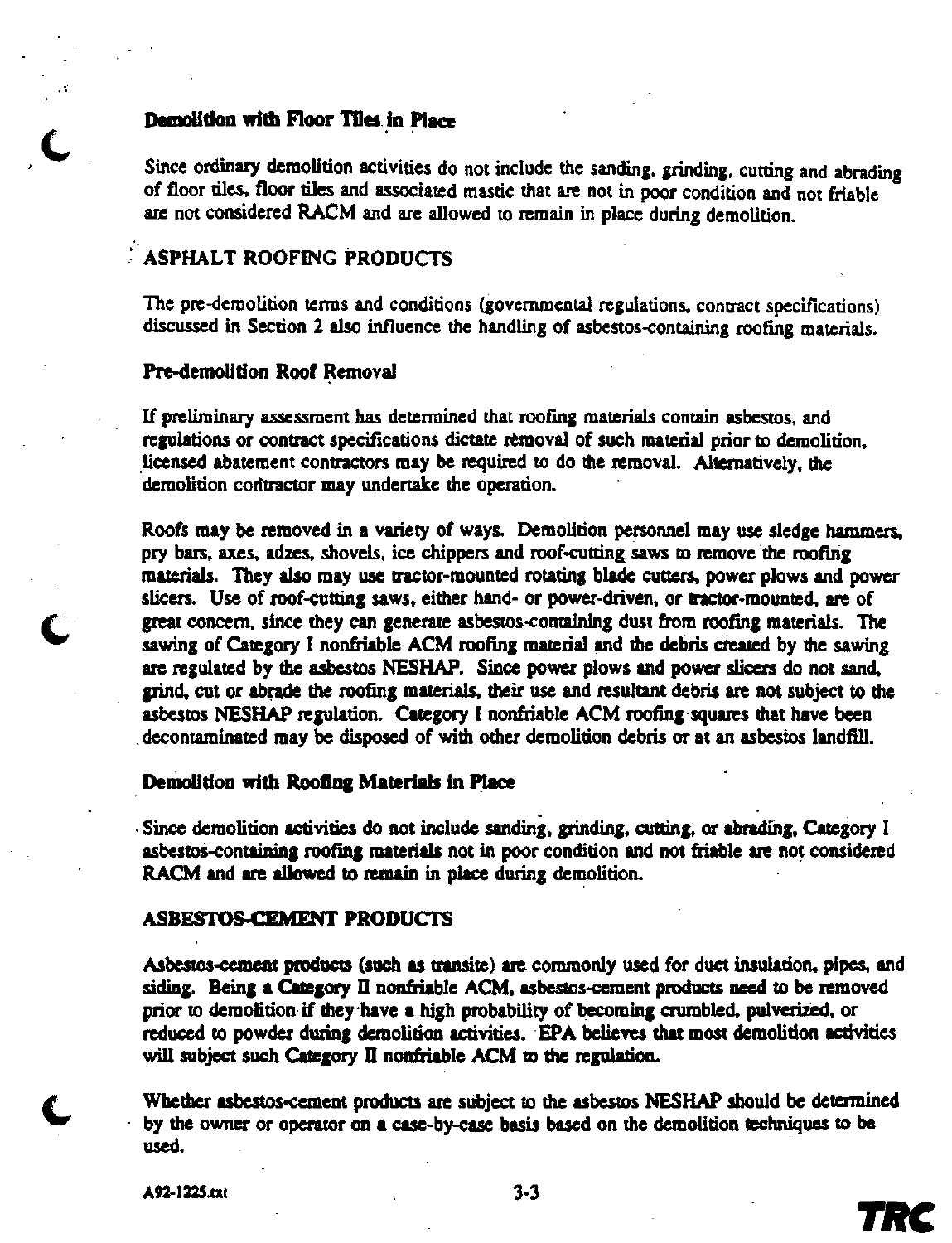### Demolition with Floor Tiles in Place

Since ordinary demolition activities do not include the sanding, grinding, cutting and abrading of floor tiles, floor tiles and associated mastic that are not in poor condition and not friable are not considered RACM and are allowed to remain in place during demolition.

## ASPHALT ROOFING PRODUCTS

The pre-demolition terms and conditions (governmental regulations, contract specifications) discussed in Section 2 also influence the handling of asbestos-containing roofing materials.

### Pre-demolition Roof Removal

If preliminary assessment has determined that roofing materials contain asbestos, and regulations or contract specifications dictate removal of such material prior to demolition, licensed abatement contractors may be required to do the removal. Alternatively, the demolition contractor may undertake the operation.

Roofs may be removed in a variety of ways. Demolition personnel may use sledge hammers, pry bars, axes, adzes, shovels, ice chippers and roof-cutting saws to remove the roofing materials. They also may use tractor-mounted rotating blade cutters, power plows and power slicers. Use of roof-cutting saws, either hand- or power-driven, or tractor-mounted, are of great concern, since they can generate asbestos-containing dust from roofing materials. The sawing of Category I nonfriable ACM roofing material and the debris created by the sawing are regulated by the asbestos NESHAP. Since power plows and power slicers do not sand, grind, cut or abrade the roofing materials, their use and resultant debris are not subject to the asbestos NESHAP regulation. Category I nonfriable ACM roofing squares that have been decontaminated may be disposed of with other demolition debris or at an asbestos landfill.

### Demolition with Roofing Materials in Place

Since demolition activities do not include sanding, grinding, cutting, or abrading, Category I asbestos-containing roofing materials not in poor condition and not friable are not considered RACM and are allowed to remain in place during demolition.

## ASBESTOS-CEMENT PRODUCTS

Asbestos-cement products (such as transite) are commonly used for duct insulation, pipes, and siding. Being a Category II nonfriable ACM, asbestos-cement products need to be removed prior to demolition if they have a high probability of becoming crumbled, pulverized, or reduced to powder during demolition activities. EPA believes that most demolition activities will subject such Category II nonfriable ACM to the regulation.

Whether asbestos-cement products are subject to the asbestos NESHAP should be determined by the owner or operator on a case-by-case basis based on the demolition techniques to be used.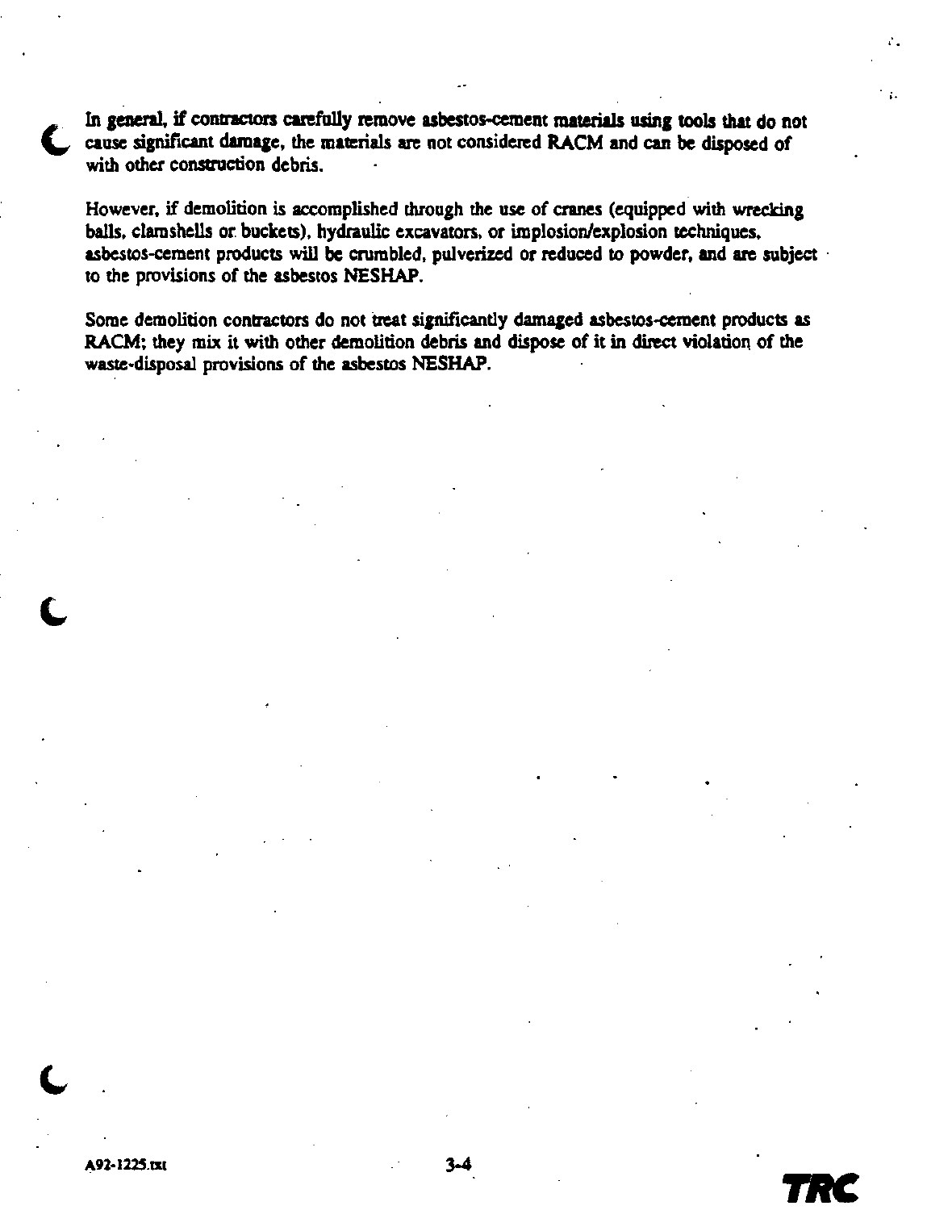In general, if contractors carefully remove asbestos-cement materials using tools that do not cause significant damage, the materials are not considered RACM and can be disposed of with other construction debris.

However, if demolition is accomplished through the use of cranes (equipped with wrecking balls, clamshells or buckets), hydraulic excavators, or implosion/explosion techniques, asbestos-cement products will be crumbled, pulverized or reduced to powder, and are subject to the provisions of the asbestos NESHAP.

Some demolition contractors do not treat significantly damaged asbestos-cement products as RACM; they mix it with other demolition debris and dispose of it in direct violation of the waste-disposal provisions of the asbestos NESHAP.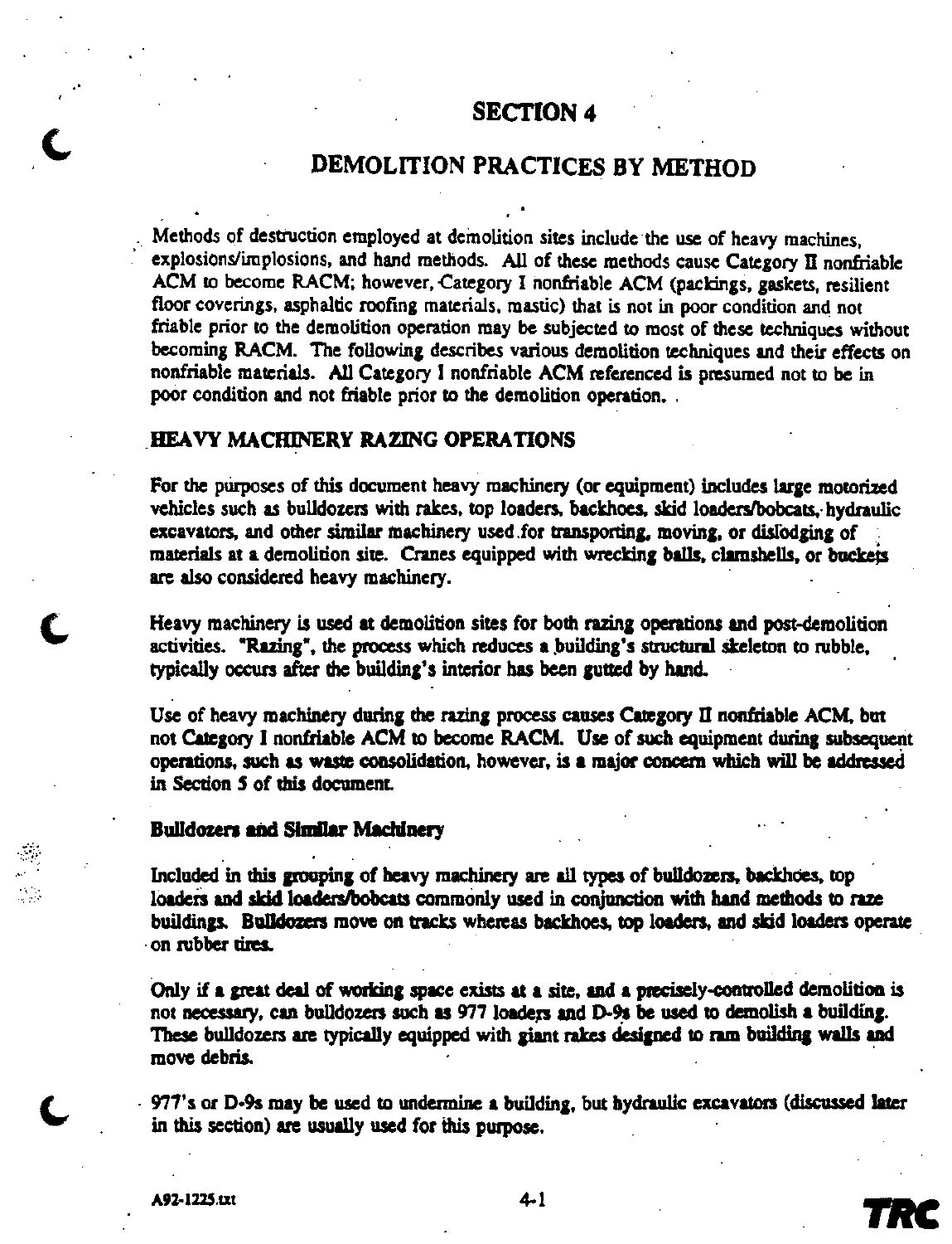# SECTION 4

## DEMOLITION PRACTICES BY METHOD

Methods of destruction employed at demolition sites include the use of heavy machines, explosions/implosions, and hand methods. All of these methods cause Category II nonfriable ACM to become RACM; however, Category I nonfriable ACM (packings, gaskets, resilient floor coverings, asphaltic roofing materials, mastic) that is not in poor condition and not friable prior to the demolition operation may be subjected to most of these techniques without becoming RACM. The following describes various demolition techniques and their effects on nonfriable materials. All Category I nonfriable ACM referenced is presumed not to be in poor condition and not friable prior to the demolition operation.

### HEAVY MACHINERY RAZING OPERATIONS

For the purposes of this document heavy machinery (or equipment) includes large motorized vehicles such as bulldozers with rakes, top loaders, backhoes, skid loaders/bobcats, hydraulic excavators, and other similar machinery used for transporting, moving, or dislodging of materials at a demolition site. Cranes equipped with wrecking balls, clamshells, or buckets are also considered heavy machinery.

Heavy machinery is used at demolition sites for both razing operations and post-demolition activities. "Razing", the process which reduces a building's structural skeleton to rubble, typically occurs after the building's interior has been gutted by hand.

Use of heavy machinery during the razing process causes Category II nonfriable ACM, but not Category I nonfriable ACM to become RACM. Use of such equipment during subsequent operations, such as waste consolidation, however, is a major concern which will be addressed in Section 5 of this document.

#### Bulldozers and Similar Machinery

Included in this grouping of heavy machinery are all types of bulldozers, backhoes, top loaders and skid loaders/bobcats commonly used in conjunction with hand methods to raze buildings. Bulldozers move on tracks whereas backhoes, top loaders, and skid loaders operate on rubber tires.

Only if a great deal of working space exists at a site, and a precisely-controlled demolition is not necessary, can bulldozers such as 977 loaders and D-9s be used to demolish a building. These bulldozers are typically equipped with giant rakes designed to ram building walls and move debris.

977's or D-9s may be used to undermine a building, but hydraulic excavators (discussed later in this section) are usually used for this purpose.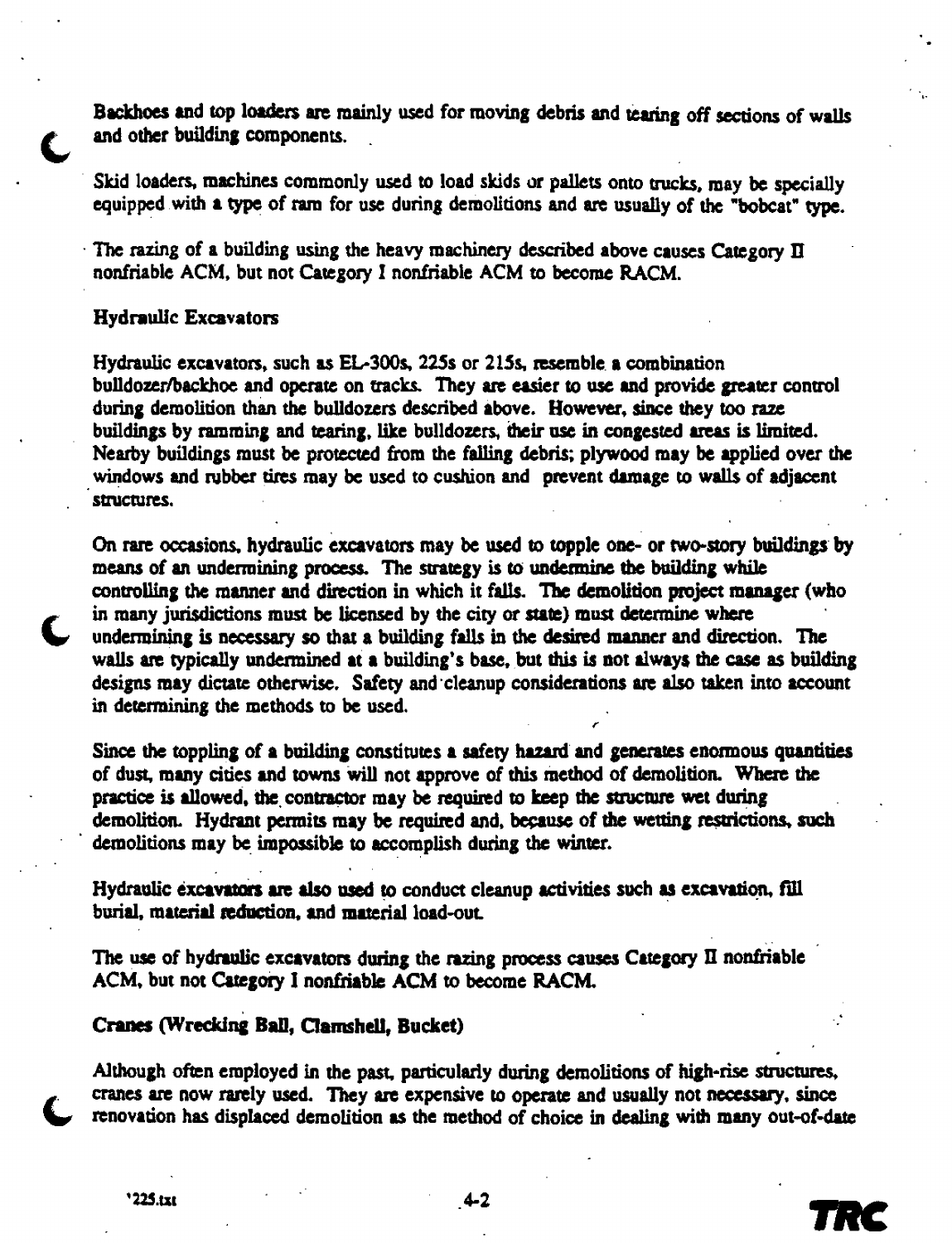Backhoes and top loaders are mainly used for moving debris and tearing off sections of walls and other building components.

Skid loaders, machines commonly used to load skids or pallets onto trucks, may be specially equipped with a type of ram for use during demolitions and are usually of the "bobcat" type.

The razing of a building using the heavy machinery described above causes Category II nonfriable ACM, but not Category I nonfriable ACM to become RACM.

### Hydraulic Excavators

Hydraulic excavators, such as EL-300s, 225s or 215s, resemble a combination bulldozer/backhoe and operate on tracks. They are easier to use and provide greater control during demolition than the bulldozers described above. However, since they too raze buildings by ramming and tearing, like bulldozers, their use in congested areas is limited. Nearby buildings must be protected from the falling debris; plywood may be applied over the windows and rubber tires may be used to cushion and prevent damage to walls of adjacent structures.

On rare occasions, hydraulic excavators may be used to topple one- or two-story buildings by means of an undermining process. The strategy is to undermine the building while controlling the manner and direction in which it falls. The demolition project manager (who in many jurisdictions must be licensed by the city or state) must determine where undermining is necessary so that a building falls in the desired manner and direction. The walls are typically undermined at a building's base, but this is not always the case as building designs may dictate otherwise. Safety and cleanup considerations are also taken into account in determining the methods to be used.

Since the toppling of a building constitutes a safety hazard and generates enormous quantities of dust, many cities and towns will not approve of this method of demolition. Where the practice is allowed, the contractor may be required to keep the structure wet during demolition. Hydrant permits may be required and, because of the wetting restrictions, such demolitions may be impossible to accomplish during the winter.

Hydraulic excavators are also used to conduct cleanup activities such as excavation, fill burial, material reduction, and material load-out.

The use of hydraulic excavators during the razing process causes Category II nonfriable ACM, but not Category I nonfriable ACM to become RACM.

### Cranes (Wrecking Ball, Clamshell, Bucket)

Although often employed in the past, particularly during demolitions of high-rise structures, cranes are now rarely used. They are expensive to operate and usually not necessary, since renovation has displaced demolition as the method of choice in dealing with many out-of-date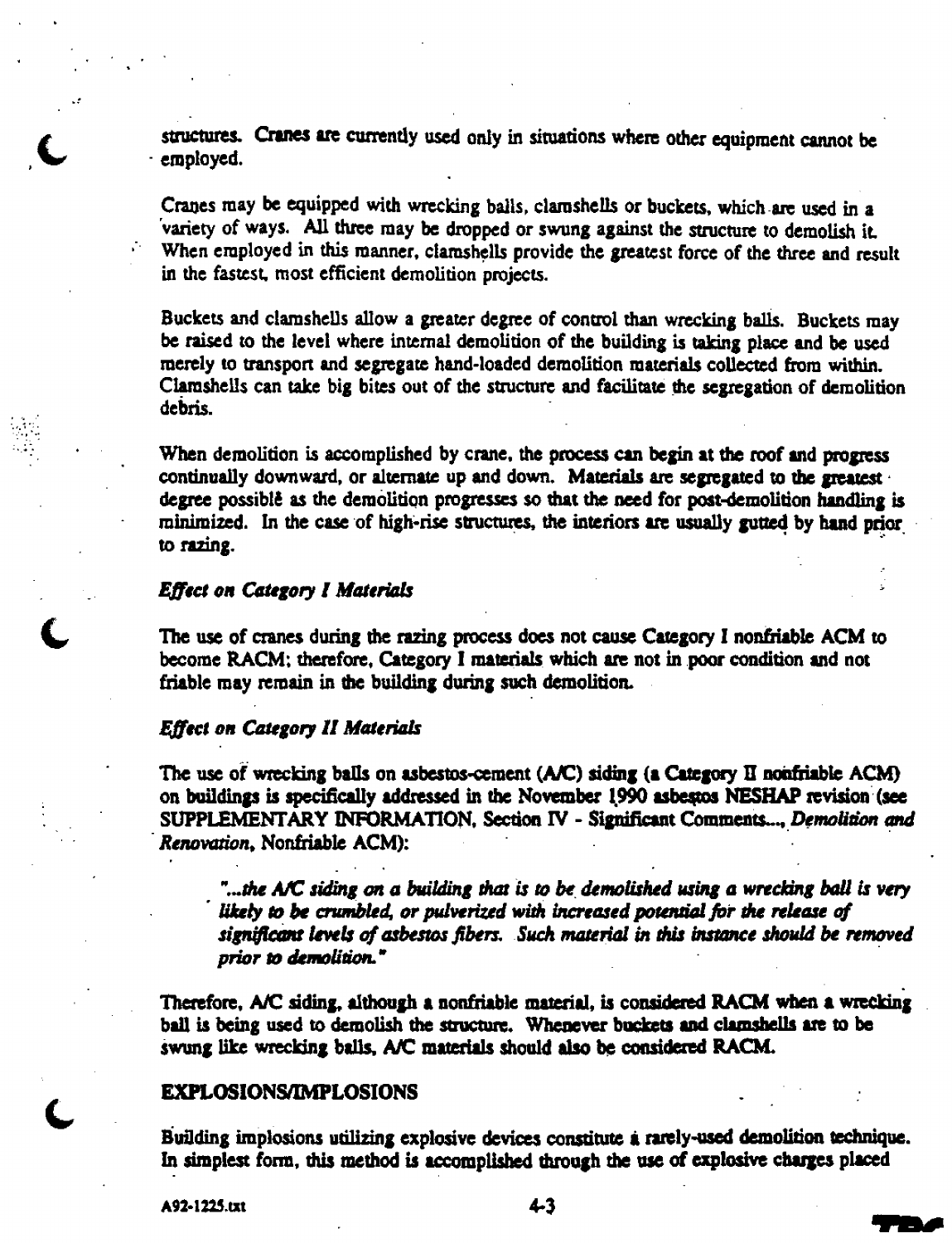structures. Cranes are currently used only in situations where other equipment cannot be employed.

Cranes may be equipped with wrecking balls, clamshells or buckets, which are used in a variety of ways. All three may be dropped or swung against the structure to demolish it. When employed in this manner, clamshells provide the greatest force of the three and result in the fastest, most efficient demolition projects.

Buckets and clamshells allow a greater degree of control than wrecking balls. Buckets may be raised to the level where internal demolition of the building is taking place and be used merely to transport and segregate hand-loaded demolition materials collected from within. Clamshells can take big bites out of the structure and facilitate the segregation of demolition debris.

When demolition is accomplished by crane, the process can begin at the roof and progress continually downward, or alternate up and down. Materials are segregated to the greatest degree possible as the demolition progresses so that the need for post-demolition handling is minimized. In the case of high-rise structures, the interiors are usually gutted by hand prior to razing.

### *Effect on Category I Materials*

The use of cranes during the razing process does not cause Category I nonfriable ACM to become RACM; therefore, Category I materials which are not in poor condition and not friable may remain in the building during such demolition.

### *Effect on Category II Materials*

The use of wrecking balls on asbestos-cement (A/C) siding (a Category II nonfriable ACM) on buildings is specifically addressed in the November 1990 asbestos NESHAP revision (see SUPPLEMENTARY INFORMATION, Section IV - Significant Comments..., *Demolition and Renovation*, Nonfriable ACM):

> *"...the A/C siding on a building that is to be demolished using a wrecking ball is very likely to be crumbled, or pulverized with increased potential for the release of significant levels of asbestos fibers. Such material in this instance should be removed prior to demolition."*

Therefore, A/C siding, although a nonfriable material, is considered RACM when a wrecking ball is being used to demolish the structure. Whenever buckets and clamshells are to be swung like wrecking balls, A/C materials should also be considered RACM.

## EXPLOSIONS/IMPLOSIONS

Building implosions utilizing explosive devices constitute a rarely-used demolition technique. In simplest form, this method is accomplished through the use of explosive charges placed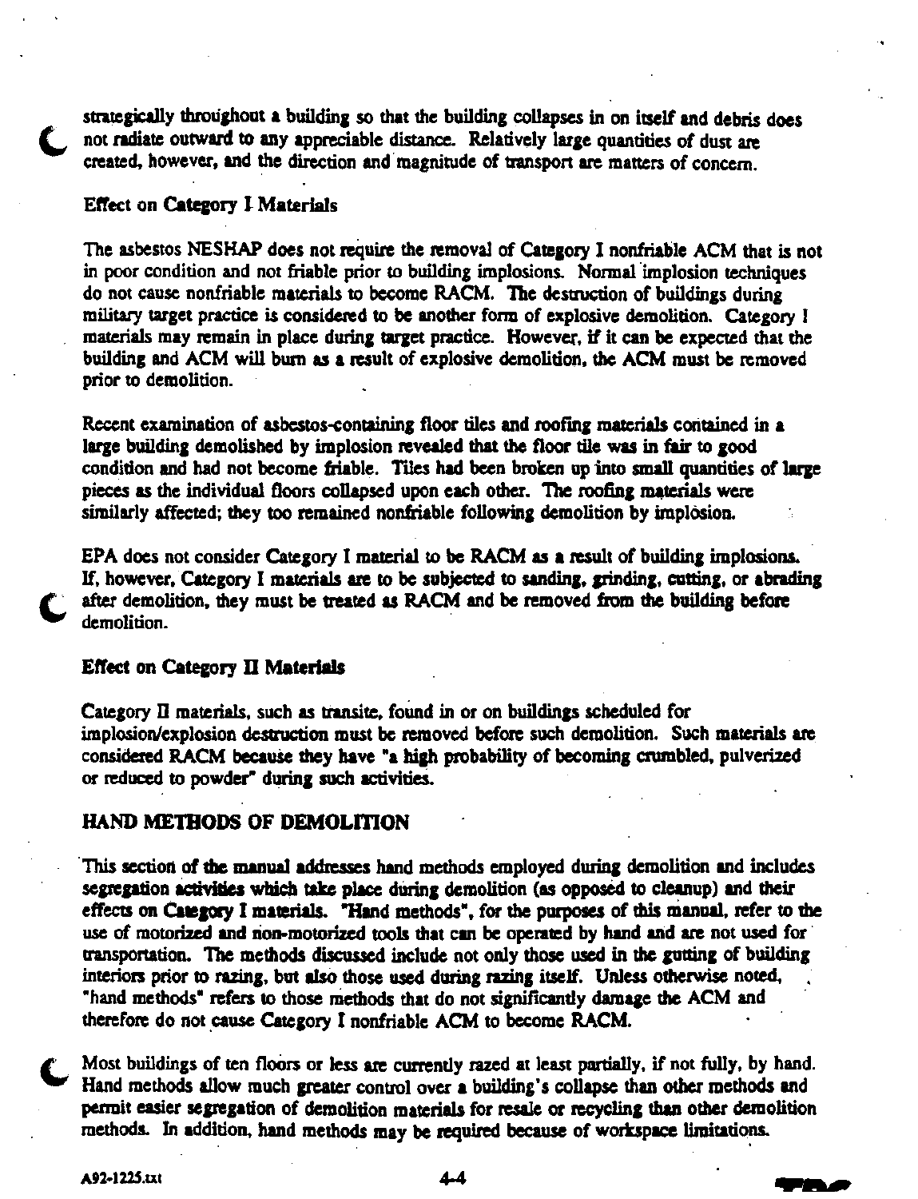strategically throughout a building so that the building collapses in on itself and debris does not radiate outward to any appreciable distance. Relatively large quantities of dust are created, however, and the direction and magnitude of transport are matters of concern.

### Effect on Category I Materials

The asbestos NESHAP does not require the removal of Category I nonfriable ACM that is not in poor condition and not friable prior to building implosions. Normal implosion techniques do not cause nonfriable materials to become RACM. The destruction of buildings during military target practice is considered to be another form of explosive demolition. Category I materials may remain in place during target practice. However, if it can be expected that the building and ACM will burn as a result of explosive demolition, the ACM must be removed prior to demolition.

Recent examination of asbestos-containing floor tiles and roofing materials contained in a large building demolished by implosion revealed that the floor tile was in fair to good condition and had not become friable. Tiles had been broken up into small quantities of large pieces as the individual floors collapsed upon each other. The roofing materials were similarly affected; they too remained nonfriable following demolition by implosion.

EPA does not consider Category I material to be RACM as a result of building implosions. If, however, Category I materials are to be subjected to sanding, grinding, cutting, or abrading after demolition, they must be treated as RACM and be removed from the building before demolition.

### Effect on Category II Materials

Category II materials, such as transite, found in or on buildings scheduled for implosion/explosion destruction must be removed before such demolition. Such materials are considered RACM because they have "a high probability of becoming crumbled, pulverized or reduced to powder" during such activities.

## HAND METHODS OF DEMOLITION

This section of the manual addresses hand methods employed during demolition and includes segregation activities which take place during demolition (as opposed to cleanup) and their effects on Category I materials. "Hand methods", for the purposes of this manual, refer to the use of motorized and non-motorized tools that can be operated by hand and are not used for transportation. The methods discussed include not only those used in the gutting of building interiors prior to razing, but also those used during razing itself. Unless otherwise noted, "hand methods" refers to those methods that do not significantly damage the ACM and therefore do not cause Category I nonfriable ACM to become RACM.

Most buildings of ten floors or less are currently razed at least partially, if not fully, by hand. Hand methods allow much greater control over a building's collapse than other methods and permit easier segregation of demolition materials for resale or recycling than other demolition methods. In addition, hand methods may be required because of workspace limitations.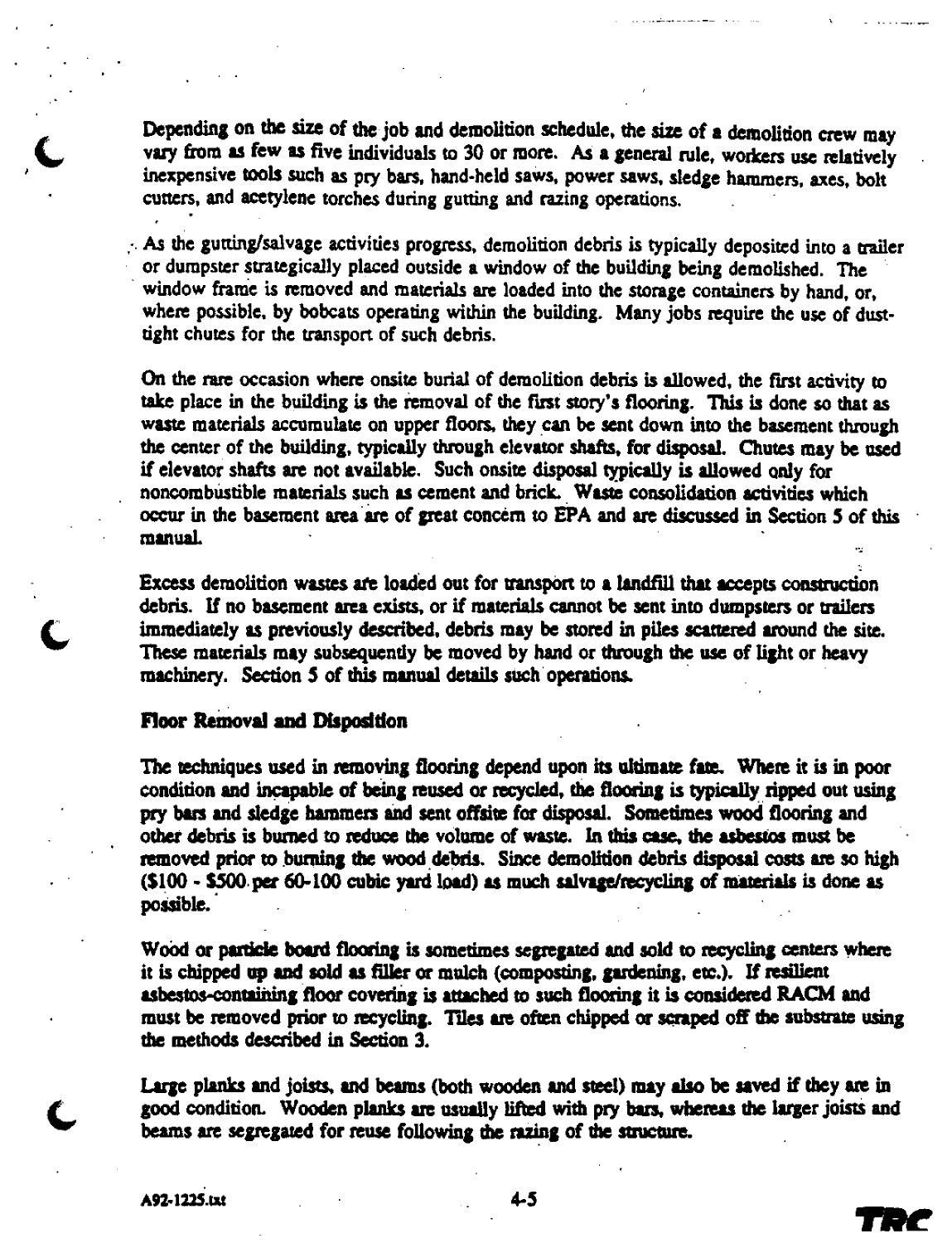Depending on the size of the job and demolition schedule, the size of a demolition crew may vary from as few as five individuals to 30 or more. As a general rule, workers use relatively inexpensive tools such as pry bars, hand-held saws, power saws, sledge hammers, axes, bolt cutters, and acetylene torches during gutting and razing operations.

As the gutting/salvage activities progress, demolition debris is typically deposited into a trailer or dumpster strategically placed outside a window of the building being demolished. The window frame is removed and materials are loaded into the storage containers by hand, or, where possible, by bobcats operating within the building. Many jobs require the use of dust-tight chutes for the transport of such debris.

On the rare occasion where onsite burial of demolition debris is allowed, the first activity to take place in the building is the removal of the first story's flooring. This is done so that as waste materials accumulate on upper floors, they can be sent down into the basement through the center of the building, typically through elevator shafts, for disposal. Chutes may be used if elevator shafts are not available. Such onsite disposal typically is allowed only for noncombustible materials such as cement and brick. Waste consolidation activities which occur in the basement area are of great concern to EPA and are discussed in Section 5 of this manual.

Excess demolition wastes are loaded out for transport to a landfill that accepts construction debris. If no basement area exists, or if materials cannot be sent into dumpsters or trailers immediately as previously described, debris may be stored in piles scattered around the site. These materials may subsequently be moved by hand or through the use of light or heavy machinery. Section 5 of this manual details such operations.

### Floor Removal and Disposition

The techniques used in removing flooring depend upon its ultimate fate. Where it is in poor condition and incapable of being reused or recycled, the flooring is typically ripped out using pry bars and sledge hammers and sent offsite for disposal. Sometimes wood flooring and other debris is burned to reduce the volume of waste. In this case, the asbestos must be removed prior to burning the wood debris. Since demolition debris disposal costs are so high ($100 - $500 per 60-100 cubic yard load) as much salvage/recycling of materials is done as possible.

Wood or particle board flooring is sometimes segregated and sold to recycling centers where it is chipped up and sold as filler or mulch (composting, gardening, etc.). If resilient asbestos-containing floor covering is attached to such flooring it is considered RACM and must be removed prior to recycling. Tiles are often chipped or scraped off the substrate using the methods described in Section 3.

Large planks and joists, and beams (both wooden and steel) may also be saved if they are in good condition. Wooden planks are usually lifted with pry bars, whereas the larger joists and beams are segregated for reuse following the razing of the structure.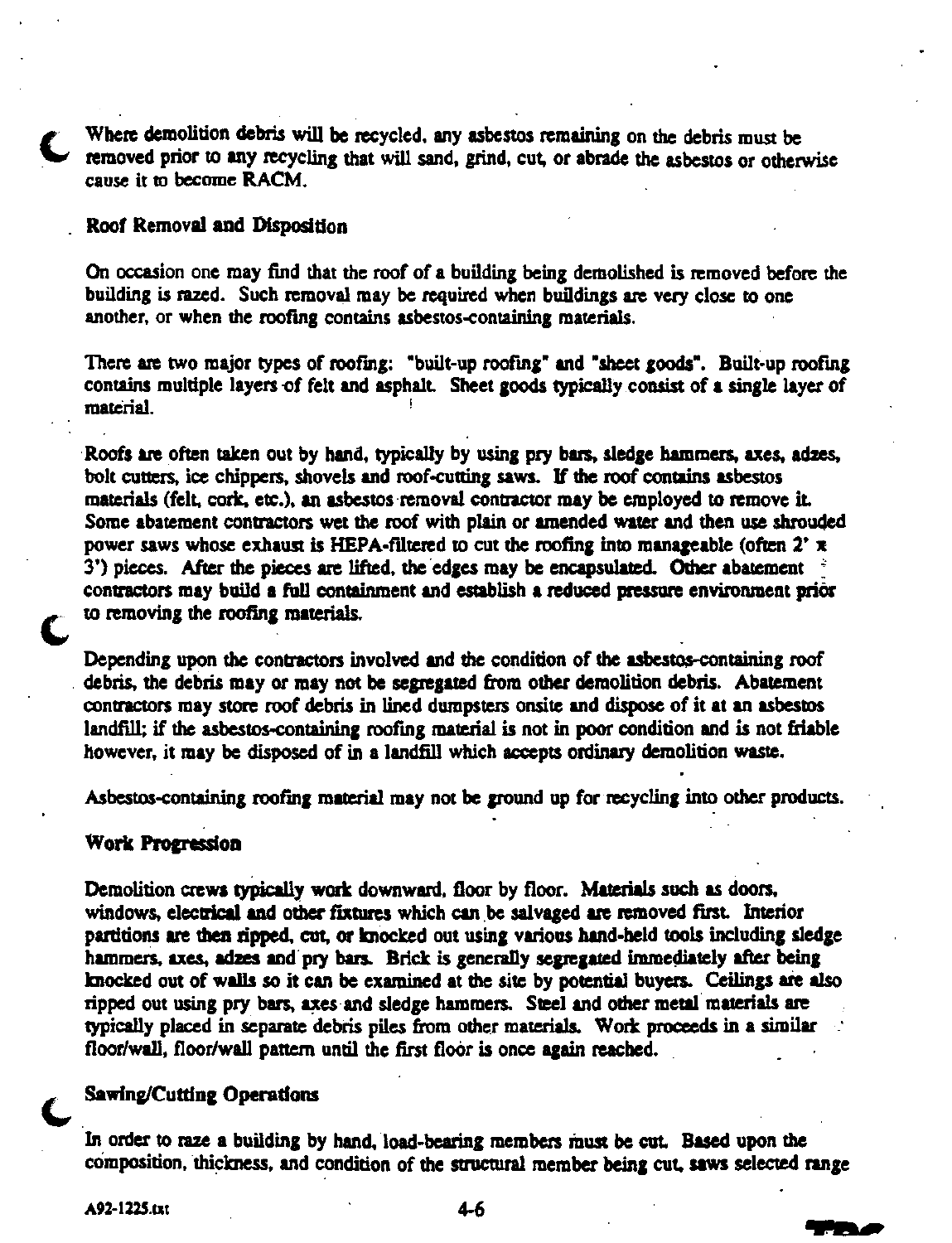Where demolition debris will be recycled, any asbestos remaining on the debris must be removed prior to any recycling that will sand, grind, cut, or abrade the asbestos or otherwise cause it to become RACM.

### Roof Removal and Disposition

On occasion one may find that the roof of a building being demolished is removed before the building is razed. Such removal may be required when buildings are very close to one another, or when the roofing contains asbestos-containing materials.

There are two major types of roofing: "built-up roofing" and "sheet goods". Built-up roofing contains multiple layers of felt and asphalt. Sheet goods typically consist of a single layer of material.

Roofs are often taken out by hand, typically by using pry bars, sledge hammers, axes, adzes, bolt cutters, ice chippers, shovels and roof-cutting saws. If the roof contains asbestos materials (felt, cork, etc.), an asbestos removal contractor may be employed to remove it. Some abatement contractors wet the roof with plain or amended water and then use shrouded power saws whose exhaust is HEPA-filtered to cut the roofing into manageable (often 2' x 3') pieces. After the pieces are lifted, the edges may be encapsulated. Other abatement contractors may build a full containment and establish a reduced pressure environment prior to removing the roofing materials.

Depending upon the contractors involved and the condition of the asbestos-containing roof debris, the debris may or may not be segregated from other demolition debris. Abatement contractors may store roof debris in lined dumpsters onsite and dispose of it at an asbestos landfill; if the asbestos-containing roofing material is not in poor condition and is not friable however, it may be disposed of in a landfill which accepts ordinary demolition waste.

Asbestos-containing roofing material may not be ground up for recycling into other products.

### Work Progression

Demolition crews typically work downward, floor by floor. Materials such as doors, windows, electrical and other fixtures which can be salvaged are removed first. Interior partitions are then ripped, cut, or knocked out using various hand-held tools including sledge hammers, axes, adzes and pry bars. Brick is generally segregated immediately after being knocked out of walls so it can be examined at the site by potential buyers. Ceilings are also ripped out using pry bars, axes and sledge hammers. Steel and other metal materials are typically placed in separate debris piles from other materials. Work proceeds in a similar floor/wall, floor/wall pattern until the first floor is once again reached.

### Sawing/Cutting Operations

In order to raze a building by hand, load-bearing members must be cut. Based upon the composition, thickness, and condition of the structural member being cut, saws selected range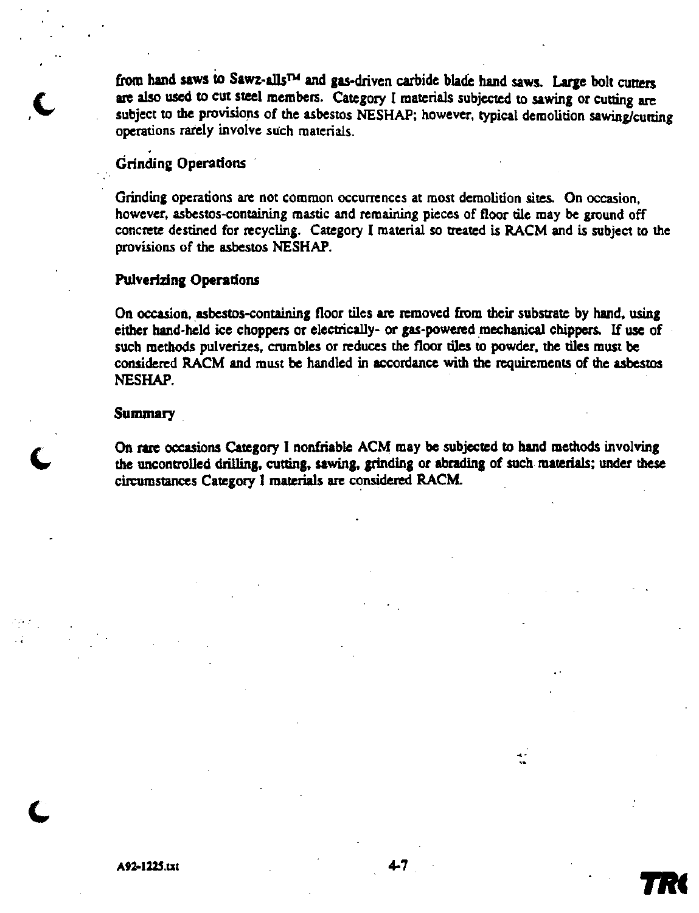from hand saws to Sawz-alls™ and gas-driven carbide blade hand saws. Large bolt cutters are also used to cut steel members. Category I materials subjected to sawing or cutting are subject to the provisions of the asbestos NESHAP; however, typical demolition sawing/cutting operations rarely involve such materials.

### Grinding Operations

Grinding operations are not common occurrences at most demolition sites. On occasion, however, asbestos-containing mastic and remaining pieces of floor tile may be ground off concrete destined for recycling. Category I material so treated is RACM and is subject to the provisions of the asbestos NESHAP.

### Pulverizing Operations

On occasion, asbestos-containing floor tiles are removed from their substrate by hand, using either hand-held ice choppers or electrically- or gas-powered mechanical chippers. If use of such methods pulverizes, crumbles or reduces the floor tiles to powder, the tiles must be considered RACM and must be handled in accordance with the requirements of the asbestos NESHAP.

### Summary

On rare occasions Category I nonfriable ACM may be subjected to hand methods involving the uncontrolled drilling, cutting, sawing, grinding or abrading of such materials; under these circumstances Category I materials are considered RACM.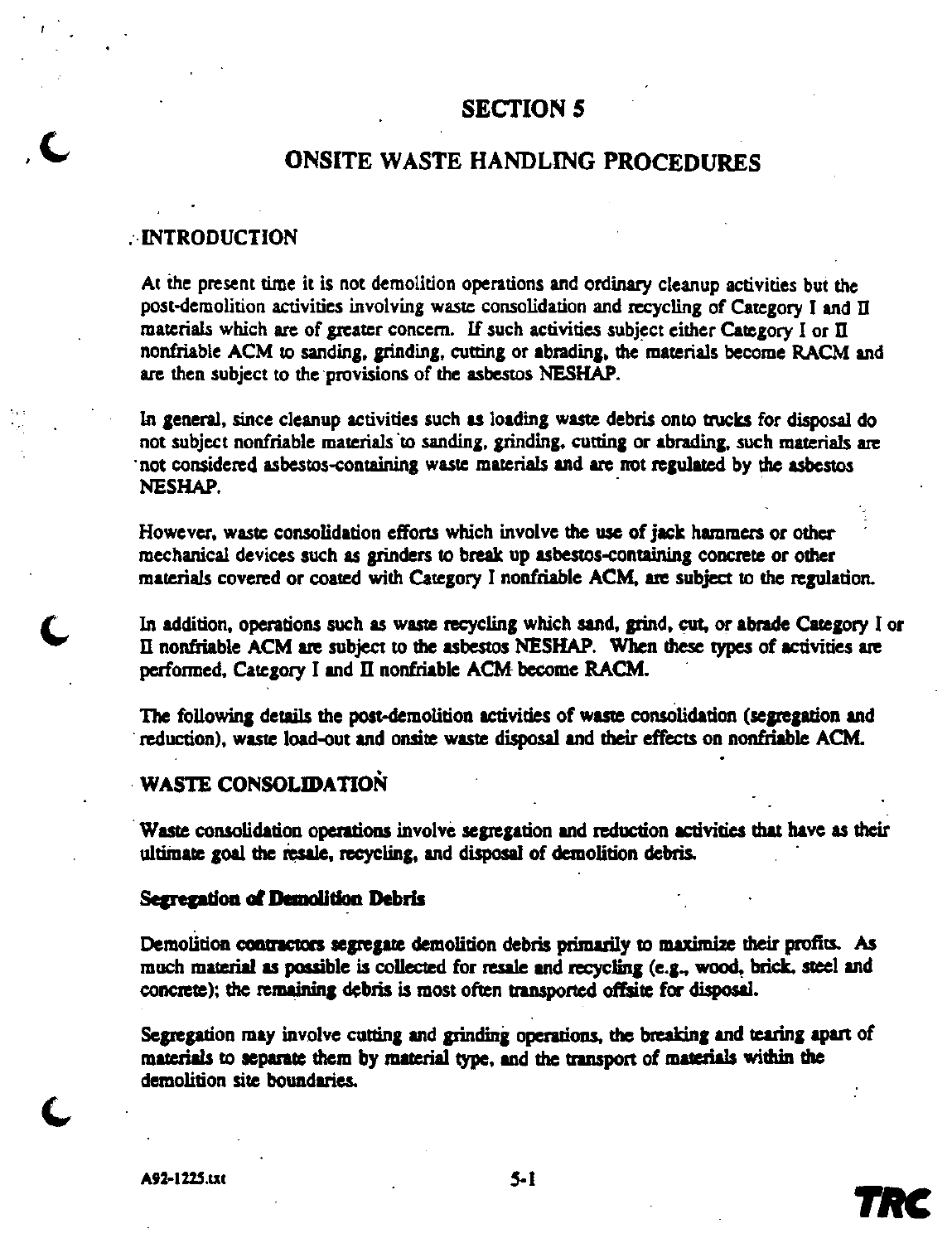# SECTION 5

# ONSITE WASTE HANDLING PROCEDURES

## INTRODUCTION

At the present time it is not demolition operations and ordinary cleanup activities but the post-demolition activities involving waste consolidation and recycling of Category I and II materials which are of greater concern. If such activities subject either Category I or II nonfriable ACM to sanding, grinding, cutting or abrading, the materials become RACM and are then subject to the provisions of the asbestos NESHAP.

In general, since cleanup activities such as loading waste debris onto trucks for disposal do not subject nonfriable materials to sanding, grinding, cutting or abrading, such materials are not considered asbestos-containing waste materials and are not regulated by the asbestos NESHAP.

However, waste consolidation efforts which involve the use of jack hammers or other mechanical devices such as grinders to break up asbestos-containing concrete or other materials covered or coated with Category I nonfriable ACM, are subject to the regulation.

In addition, operations such as waste recycling which sand, grind, cut, or abrade Category I or II nonfriable ACM are subject to the asbestos NESHAP. When these types of activities are performed, Category I and II nonfriable ACM become RACM.

The following details the post-demolition activities of waste consolidation (segregation and reduction), waste load-out and onsite waste disposal and their effects on nonfriable ACM.

## WASTE CONSOLIDATION

Waste consolidation operations involve segregation and reduction activities that have as their ultimate goal the resale, recycling, and disposal of demolition debris.

### Segregation of Demolition Debris

Demolition contractors segregate demolition debris primarily to maximize their profits. As much material as possible is collected for resale and recycling (e.g., wood, brick, steel and concrete); the remaining debris is most often transported offsite for disposal.

Segregation may involve cutting and grinding operations, the breaking and tearing apart of materials to separate them by material type, and the transport of materials within the demolition site boundaries.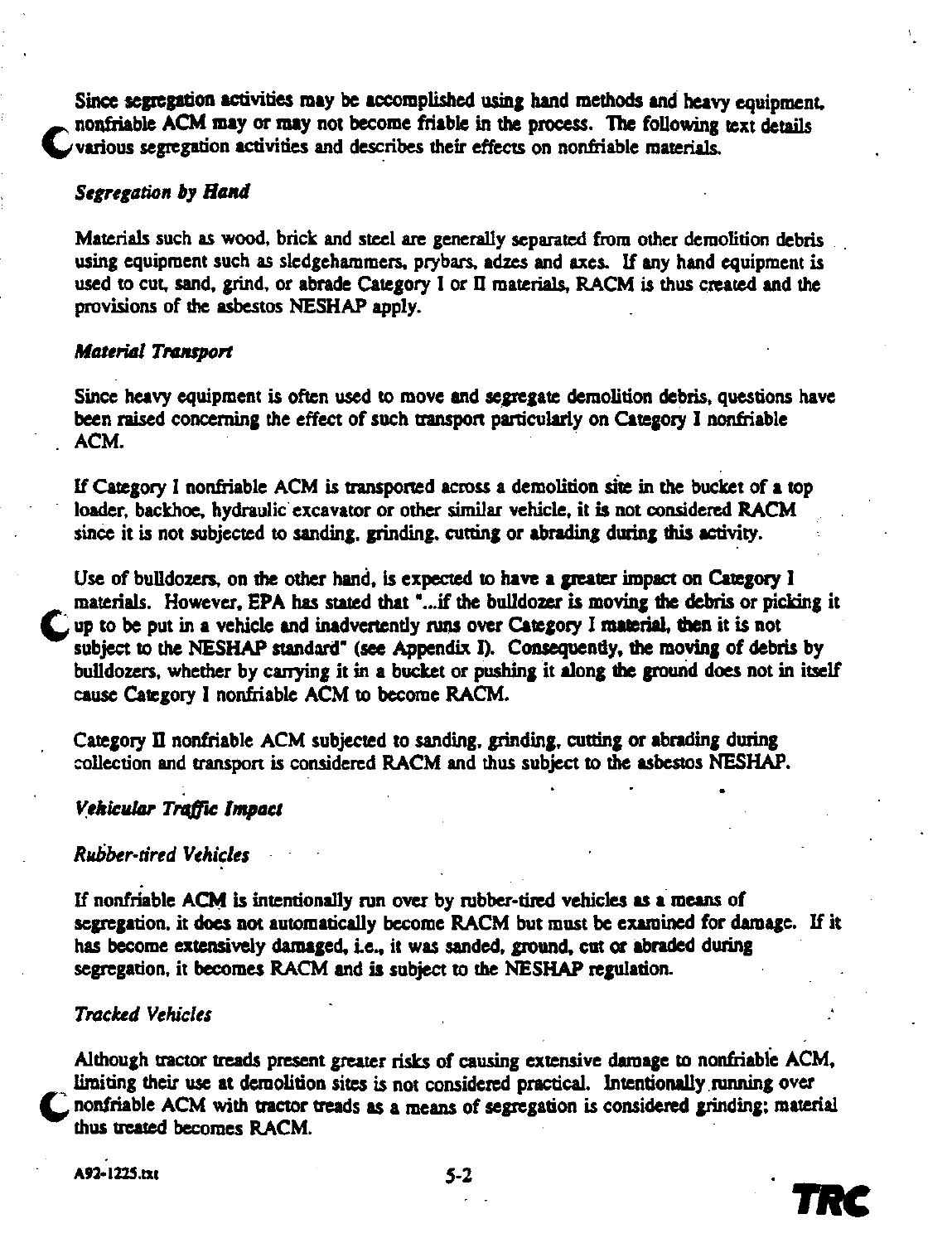Since segregation activities may be accomplished using hand methods and heavy equipment, nonfriable ACM may or may not become friable in the process. The following text details various segregation activities and describes their effects on nonfriable materials.

*Segregation by Hand*

Materials such as wood, brick and steel are generally separated from other demolition debris using equipment such as sledgehammers, prybars, adzes and axes. If any hand equipment is used to cut, sand, grind, or abrade Category I or II materials, RACM is thus created and the provisions of the asbestos NESHAP apply.

*Material Transport*

Since heavy equipment is often used to move and segregate demolition debris, questions have been raised concerning the effect of such transport particularly on Category I nonfriable ACM.

If Category I nonfriable ACM is transported across a demolition site in the bucket of a top loader, backhoe, hydraulic excavator or other similar vehicle, it is not considered RACM since it is not subjected to sanding, grinding, cutting or abrading during this activity.

Use of bulldozers, on the other hand, is expected to have a greater impact on Category I materials. However, EPA has stated that "...if the bulldozer is moving the debris or picking it up to be put in a vehicle and inadvertently runs over Category I material, then it is not subject to the NESHAP standard" (see Appendix I). Consequently, the moving of debris by bulldozers, whether by carrying it in a bucket or pushing it along the ground does not in itself cause Category I nonfriable ACM to become RACM.

Category II nonfriable ACM subjected to sanding, grinding, cutting or abrading during collection and transport is considered RACM and thus subject to the asbestos NESHAP.

*Vehicular Traffic Impact*

*Rubber-tired Vehicles*

If nonfriable ACM is intentionally run over by rubber-tired vehicles as a means of segregation, it does not automatically become RACM but must be examined for damage. If it has become extensively damaged, i.e., it was sanded, ground, cut or abraded during segregation, it becomes RACM and is subject to the NESHAP regulation.

*Tracked Vehicles*

Although tractor treads present greater risks of causing extensive damage to nonfriable ACM, limiting their use at demolition sites is not considered practical. Intentionally running over nonfriable ACM with tractor treads as a means of segregation is considered grinding; material thus treated becomes RACM.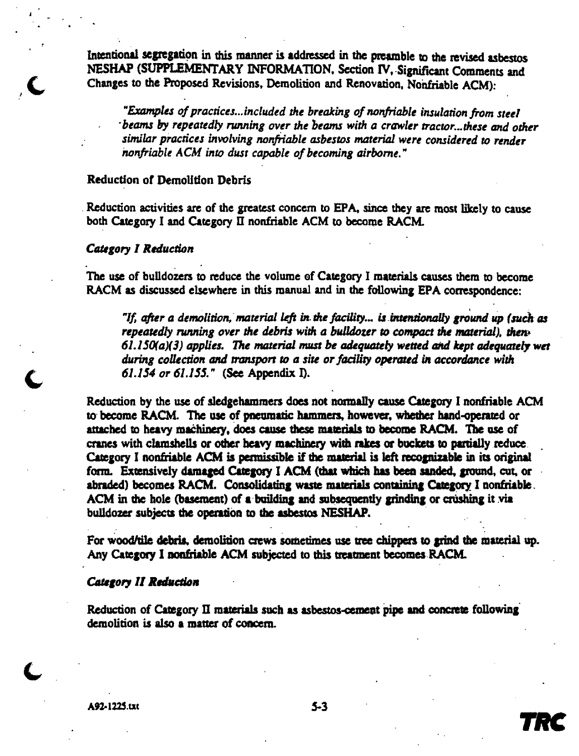Intentional segregation in this manner is addressed in the preamble to the revised asbestos NESHAP (SUPPLEMENTARY INFORMATION, Section IV, Significant Comments and Changes to the Proposed Revisions, Demolition and Renovation, Nonfriable ACM):

> *"Examples of practices...included the breaking of nonfriable insulation from steel beams by repeatedly running over the beams with a crawler tractor...these and other similar practices involving nonfriable asbestos material were considered to render nonfriable ACM into dust capable of becoming airborne."*

### Reduction of Demolition Debris

Reduction activities are of the greatest concern to EPA, since they are most likely to cause both Category I and Category II nonfriable ACM to become RACM.

#### *Category I Reduction*

The use of bulldozers to reduce the volume of Category I materials causes them to become RACM as discussed elsewhere in this manual and in the following EPA correspondence:

> *"If, after a demolition, material left in the facility... is intentionally ground up (such as repeatedly running over the debris with a bulldozer to compact the material), then 61.150(a)(3) applies. The material must be adequately wetted and kept adequately wet during collection and transport to a site or facility operated in accordance with 61.154 or 61.155."* (See Appendix I).

Reduction by the use of sledgehammers does not normally cause Category I nonfriable ACM to become RACM. The use of pneumatic hammers, however, whether hand-operated or attached to heavy machinery, does cause these materials to become RACM. The use of cranes with clamshells or other heavy machinery with rakes or buckets to partially reduce Category I nonfriable ACM is permissible if the material is left recognizable in its original form. Extensively damaged Category I ACM (that which has been sanded, ground, cut, or abraded) becomes RACM. Consolidating waste materials containing Category I nonfriable ACM in the hole (basement) of a building and subsequently grinding or crushing it via bulldozer subjects the operation to the asbestos NESHAP.

For wood/tile debris, demolition crews sometimes use tree chippers to grind the material up. Any Category I nonfriable ACM subjected to this treatment becomes RACM.

#### *Category II Reduction*

Reduction of Category II materials such as asbestos-cement pipe and concrete following demolition is also a matter of concern.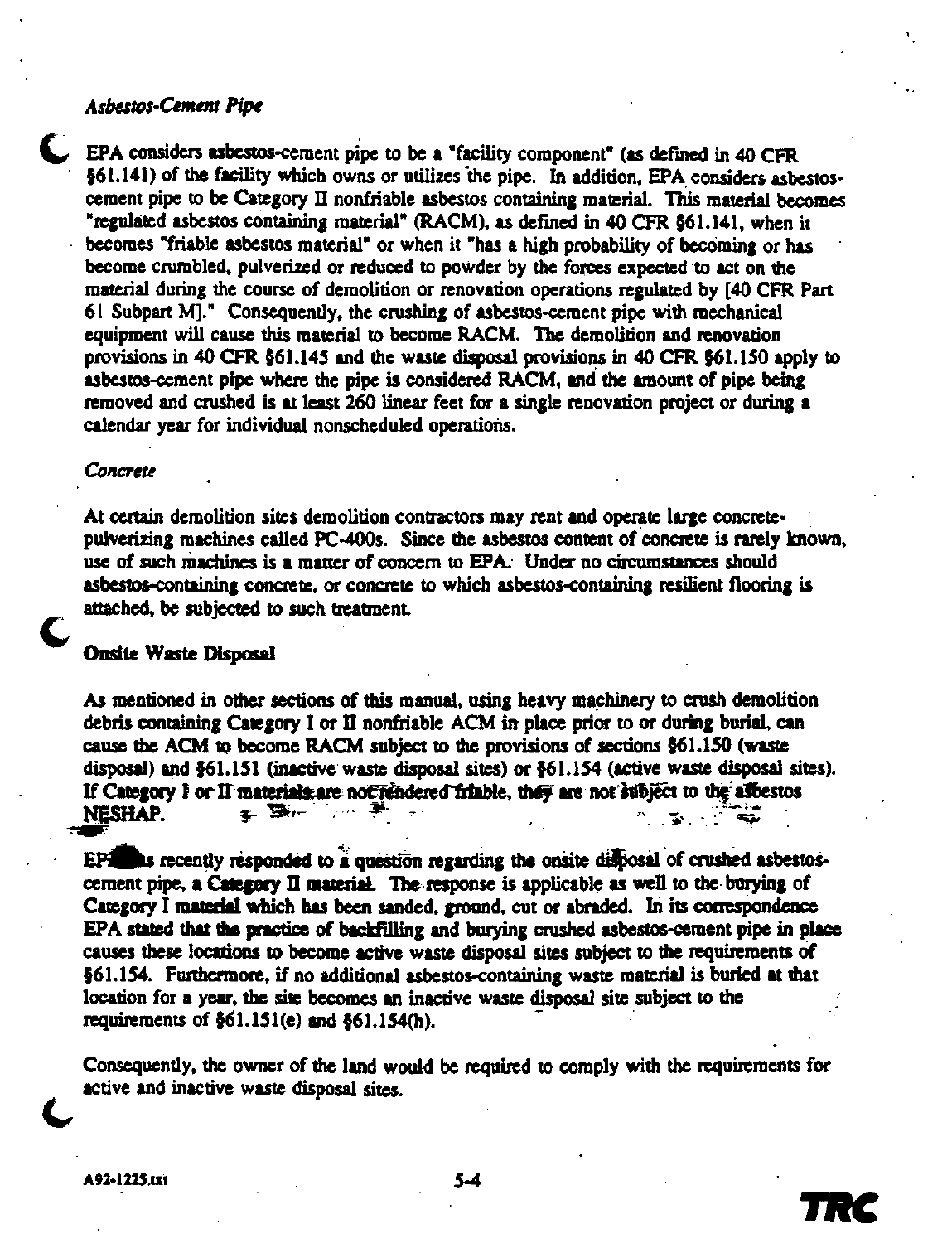*Asbestos-Cement Pipe*

EPA considers asbestos-cement pipe to be a "facility component" (as defined in 40 CFR §61.141) of the facility which owns or utilizes the pipe. In addition, EPA considers asbestos-cement pipe to be Category II nonfriable asbestos containing material. This material becomes "regulated asbestos containing material" (RACM), as defined in 40 CFR §61.141, when it becomes "friable asbestos material" or when it "has a high probability of becoming or has become crumbled, pulverized or reduced to powder by the forces expected to act on the material during the course of demolition or renovation operations regulated by [40 CFR Part 61 Subpart M]." Consequently, the crushing of asbestos-cement pipe with mechanical equipment will cause this material to become RACM. The demolition and renovation provisions in 40 CFR §61.145 and the waste disposal provisions in 40 CFR §61.150 apply to asbestos-cement pipe where the pipe is considered RACM, and the amount of pipe being removed and crushed is at least 260 linear feet for a single renovation project or during a calendar year for individual nonscheduled operations.

*Concrete*

At certain demolition sites demolition contractors may rent and operate large concrete-pulverizing machines called PC-400s. Since the asbestos content of concrete is rarely known, use of such machines is a matter of concern to EPA. Under no circumstances should asbestos-containing concrete, or concrete to which asbestos-containing resilient flooring is attached, be subjected to such treatment.

**Onsite Waste Disposal**

As mentioned in other sections of this manual, using heavy machinery to crush demolition debris containing Category I or II nonfriable ACM in place prior to or during burial, can cause the ACM to become RACM subject to the provisions of sections §61.150 (waste disposal) and §61.151 (inactive waste disposal sites) or §61.154 (active waste disposal sites). If Category I or II materials are not rendered friable, they are not subject to the asbestos NESHAP.

EPA has recently responded to a question regarding the onsite disposal of crushed asbestos-cement pipe, a Category II material. The response is applicable as well to the burying of Category I material which has been sanded, ground, cut or abraded. In its correspondence EPA stated that the practice of backfilling and burying crushed asbestos-cement pipe in place causes these locations to become active waste disposal sites subject to the requirements of §61.154. Furthermore, if no additional asbestos-containing waste material is buried at that location for a year, the site becomes an inactive waste disposal site subject to the requirements of §61.151(e) and §61.154(h).

Consequently, the owner of the land would be required to comply with the requirements for active and inactive waste disposal sites.

A92-1225.txt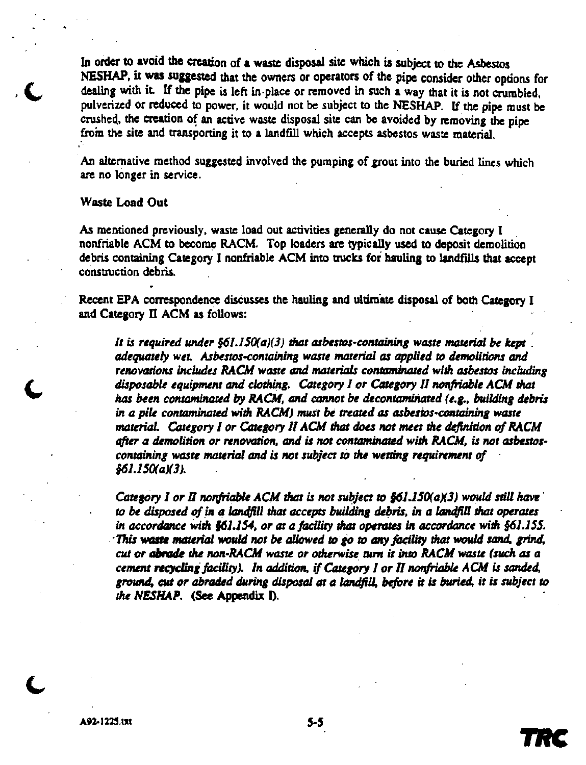In order to avoid the creation of a waste disposal site which is subject to the Asbestos NESHAP, it was suggested that the owners or operators of the pipe consider other options for dealing with it. If the pipe is left in-place or removed in such a way that it is not crumbled, pulverized or reduced to power, it would not be subject to the NESHAP. If the pipe must be crushed, the creation of an active waste disposal site can be avoided by removing the pipe from the site and transporting it to a landfill which accepts asbestos waste material.

An alternative method suggested involved the pumping of grout into the buried lines which are no longer in service.

Waste Load Out

As mentioned previously, waste load out activities generally do not cause Category I nonfriable ACM to become RACM. Top loaders are typically used to deposit demolition debris containing Category I nonfriable ACM into trucks for hauling to landfills that accept construction debris.

Recent EPA correspondence discusses the hauling and ultimate disposal of both Category I and Category II ACM as follows:

> *It is required under §61.150(a)(3) that asbestos-containing waste material be kept adequately wet. Asbestos-containing waste material as applied to demolitions and renovations includes RACM waste and materials contaminated with asbestos including disposable equipment and clothing. Category I or Category II nonfriable ACM that has been contaminated by RACM, and cannot be decontaminated (e.g., building debris in a pile contaminated with RACM) must be treated as asbestos-containing waste material. Category I or Category II ACM that does not meet the definition of RACM after a demolition or renovation, and is not contaminated with RACM, is not asbestos-containing waste material and is not subject to the wetting requirement of §61.150(a)(3).*
>
> *Category I or II nonfriable ACM that is not subject to §61.150(a)(3) would still have to be disposed of in a landfill that accepts building debris, in a landfill that operates in accordance with §61.154, or at a facility that operates in accordance with §61.155. This waste material would not be allowed to go to any facility that would sand, grind, cut or abrade the non-RACM waste or otherwise turn it into RACM waste (such as a cement recycling facility). In addition, if Category I or II nonfriable ACM is sanded, ground, cut or abraded during disposal at a landfill, before it is buried, it is subject to the NESHAP.* (See Appendix I).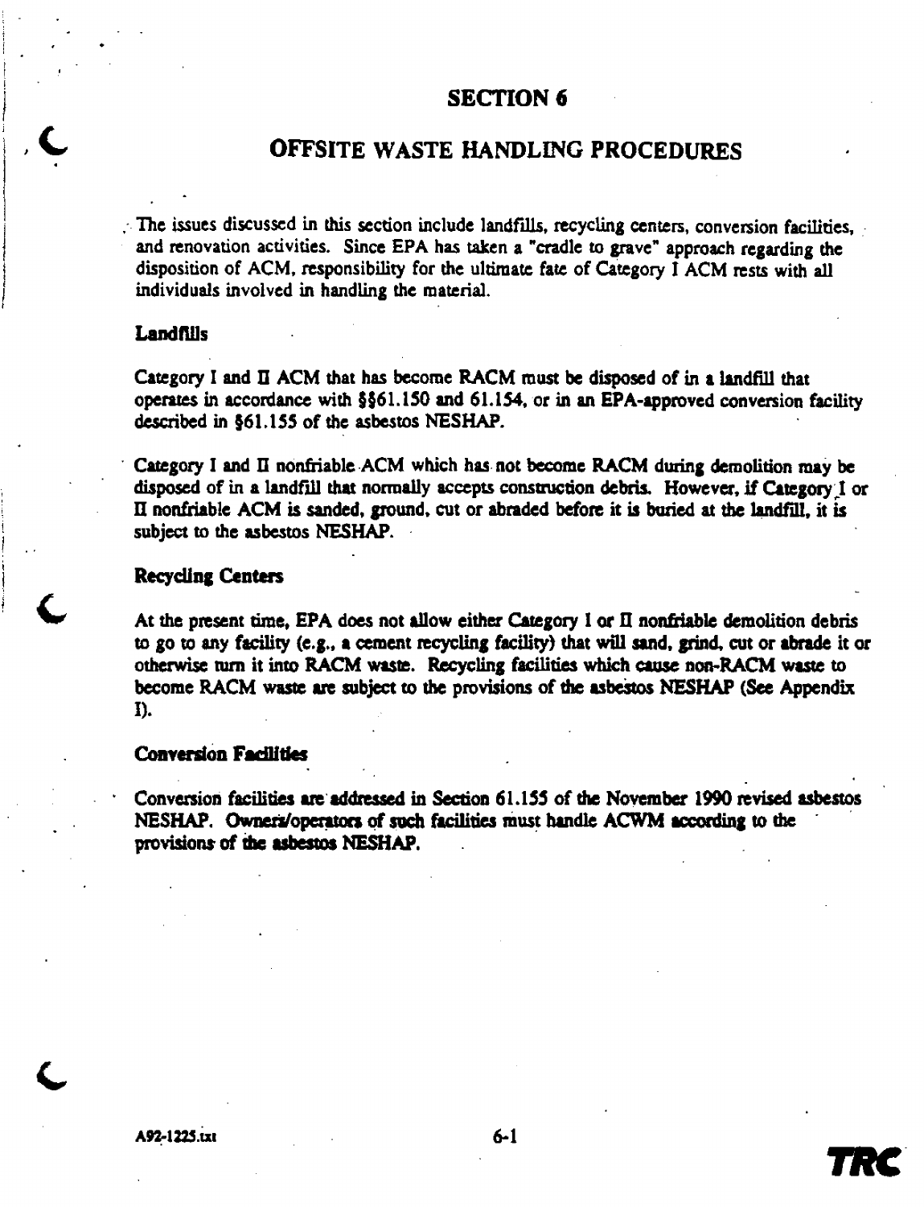# SECTION 6

# OFFSITE WASTE HANDLING PROCEDURES

The issues discussed in this section include landfills, recycling centers, conversion facilities, and renovation activities. Since EPA has taken a "cradle to grave" approach regarding the disposition of ACM, responsibility for the ultimate fate of Category I ACM rests with all individuals involved in handling the material.

### Landfills

Category I and II ACM that has become RACM must be disposed of in a landfill that operates in accordance with §§61.150 and 61.154, or in an EPA-approved conversion facility described in §61.155 of the asbestos NESHAP.

Category I and II nonfriable ACM which has not become RACM during demolition may be disposed of in a landfill that normally accepts construction debris. However, if Category I or II nonfriable ACM is sanded, ground, cut or abraded before it is buried at the landfill, it is subject to the asbestos NESHAP.

### Recycling Centers

At the present time, EPA does not allow either Category I or II nonfriable demolition debris to go to any facility (e.g., a cement recycling facility) that will sand, grind, cut or abrade it or otherwise turn it into RACM waste. Recycling facilities which cause non-RACM waste to become RACM waste are subject to the provisions of the asbestos NESHAP (See Appendix I).

### Conversion Facilities

Conversion facilities are addressed in Section 61.155 of the November 1990 revised asbestos NESHAP. Owners/operators of such facilities must handle ACWM according to the provisions of the asbestos NESHAP.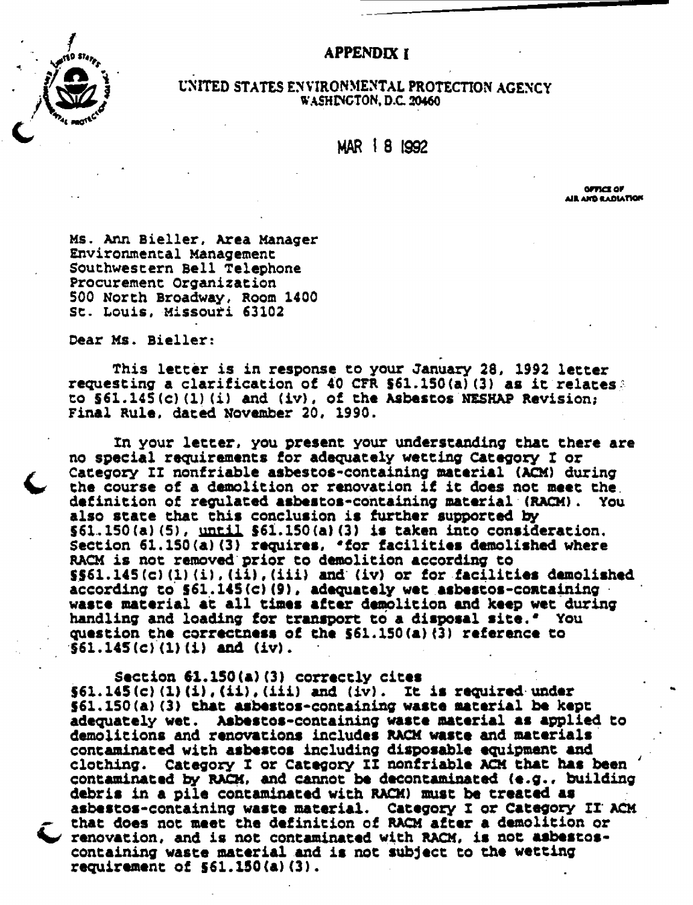# APPENDIX I

UNITED STATES ENVIRONMENTAL PROTECTION AGENCY
WASHINGTON, D.C. 20460

MAR 1 8 1992

OFFICE OF
AIR AND RADIATION

Ms. Ann Bieller, Area Manager
Environmental Management
Southwestern Bell Telephone
Procurement Organization
500 North Broadway, Room 1400
St. Louis, Missouri 63102

Dear Ms. Bieller:

This letter is in response to your January 28, 1992 letter requesting a clarification of 40 CFR §61.150(a)(3) as it relates to §61.145(c)(1)(i) and (iv), of the Asbestos NESHAP Revision; Final Rule, dated November 20, 1990.

In your letter, you present your understanding that there are no special requirements for adequately wetting Category I or Category II nonfriable asbestos-containing material (ACM) during the course of a demolition or renovation if it does not meet the definition of regulated asbestos-containing material (RACM). You also state that this conclusion is further supported by §61.150(a)(5), until §61.150(a)(3) is taken into consideration. Section 61.150(a)(3) requires, "for facilities demolished where RACM is not removed prior to demolition according to §§61.145(c)(1)(i),(ii),(iii) and (iv) or for facilities demolished according to §61.145(c)(9), adequately wet asbestos-containing waste material at all times after demolition and keep wet during handling and loading for transport to a disposal site." You question the correctness of the §61.150(a)(3) reference to §61.145(c)(1)(i) and (iv).

Section 61.150(a)(3) correctly cites §61.145(c)(1)(i),(ii),(iii) and (iv). It is required under §61.150(a)(3) that asbestos-containing waste material be kept adequately wet. Asbestos-containing waste material as applied to demolitions and renovations includes RACM waste and materials contaminated with asbestos including disposable equipment and clothing. Category I or Category II nonfriable ACM that has been contaminated by RACM, and cannot be decontaminated (e.g., building debris in a pile contaminated with RACM) must be treated as asbestos-containing waste material. Category I or Category II ACM that does not meet the definition of RACM after a demolition or renovation, and is not contaminated with RACM, is not asbestos-containing waste material and is not subject to the wetting requirement of §61.150(a)(3).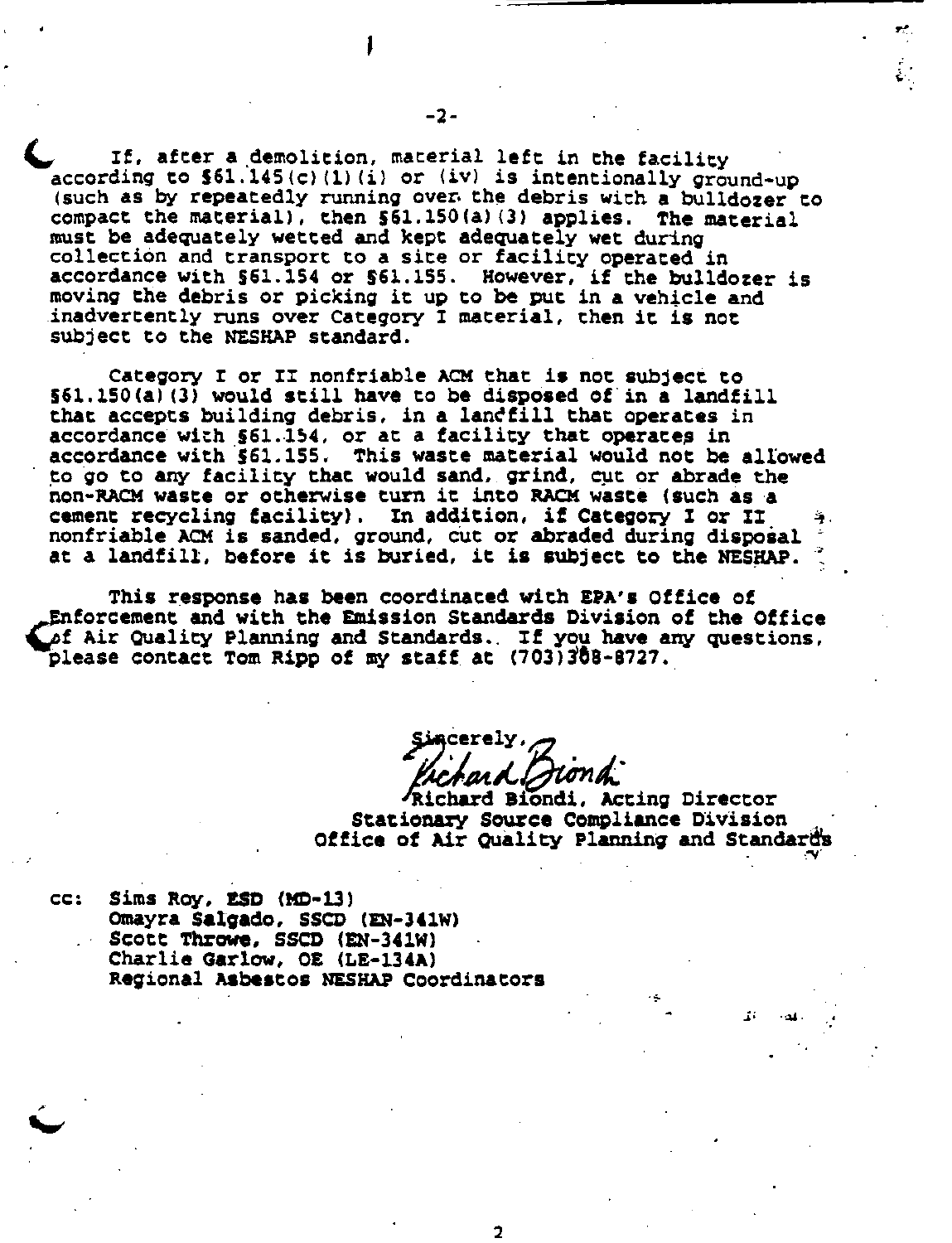If, after a demolition, material left in the facility according to §61.145(c)(1)(i) or (iv) is intentionally ground-up (such as by repeatedly running over the debris with a bulldozer to compact the material), then §61.150(a)(3) applies. The material must be adequately wetted and kept adequately wet during collection and transport to a site or facility operated in accordance with §61.154 or §61.155. However, if the bulldozer is moving the debris or picking it up to be put in a vehicle and inadvertently runs over Category I material, then it is not subject to the NESHAP standard.

Category I or II nonfriable ACM that is not subject to §61.150(a)(3) would still have to be disposed of in a landfill that accepts building debris, in a landfill that operates in accordance with §61.154, or at a facility that operates in accordance with §61.155. This waste material would not be allowed to go to any facility that would sand, grind, cut or abrade the non-RACM waste or otherwise turn it into RACM waste (such as a cement recycling facility). In addition, if Category I or II nonfriable ACM is sanded, ground, cut or abraded during disposal at a landfill, before it is buried, it is subject to the NESHAP.

This response has been coordinated with EPA's Office of Enforcement and with the Emission Standards Division of the Office of Air Quality Planning and Standards. If you have any questions, please contact Tom Ripp of my staff at (703)308-8727.

Sincerely,

Richard Biondi

Richard Biondi, Acting Director
Stationary Source Compliance Division
Office of Air Quality Planning and Standards

cc: Sims Roy, ESD (MD-13)
Omayra Salgado, SSCD (EN-341W)
Scott Throwe, SSCD (EN-341W)
Charlie Garlow, OE (LE-134A)
Regional Asbestos NESHAP Coordinators